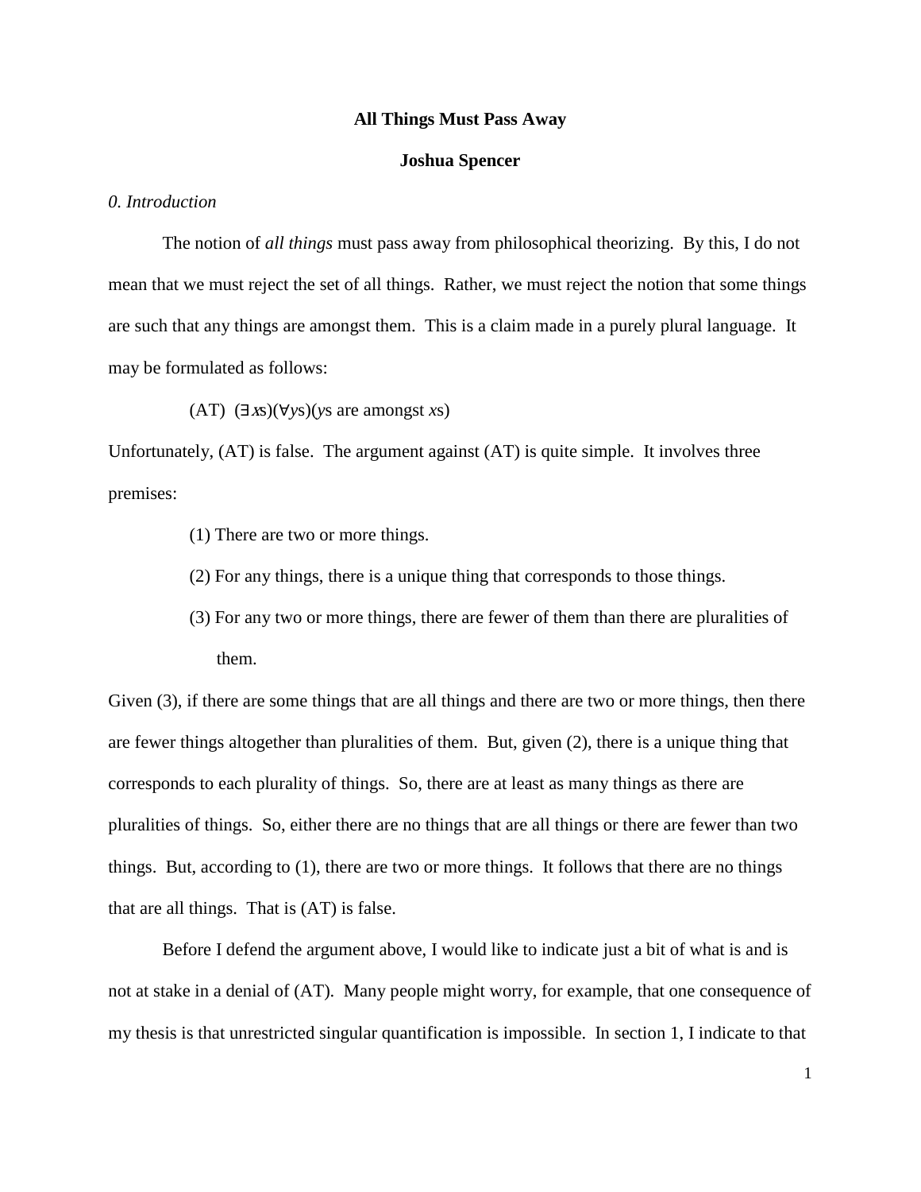# All Things Must Pass Away

**Joshua Spencer**

## *0. Introduction*

The notion of *all things* must pass away from philosophical theorizing. By this, I do not mean that we must reject the set of all things. Rather, we must reject the notion that some things are such that any things are amongst them. This is a claim made in a purely plural language. It may be formulated as follows:

(AT) $(\exists xs)(\forall ys)$($ys$ are amongst $xs$)

Unfortunately, (AT) is false. The argument against (AT) is quite simple. It involves three premises:

(1) There are two or more things.

(2) For any things, there is a unique thing that corresponds to those things.

(3) For any two or more things, there are fewer of them than there are pluralities of them.

Given (3), if there are some things that are all things and there are two or more things, then there are fewer things altogether than pluralities of them. But, given (2), there is a unique thing that corresponds to each plurality of things. So, there are at least as many things as there are pluralities of things. So, either there are no things that are all things or there are fewer than two things. But, according to (1), there are two or more things. It follows that there are no things that are all things. That is (AT) is false.

Before I defend the argument above, I would like to indicate just a bit of what is and is not at stake in a denial of (AT). Many people might worry, for example, that one consequence of my thesis is that unrestricted singular quantification is impossible. In section 1, I indicate to that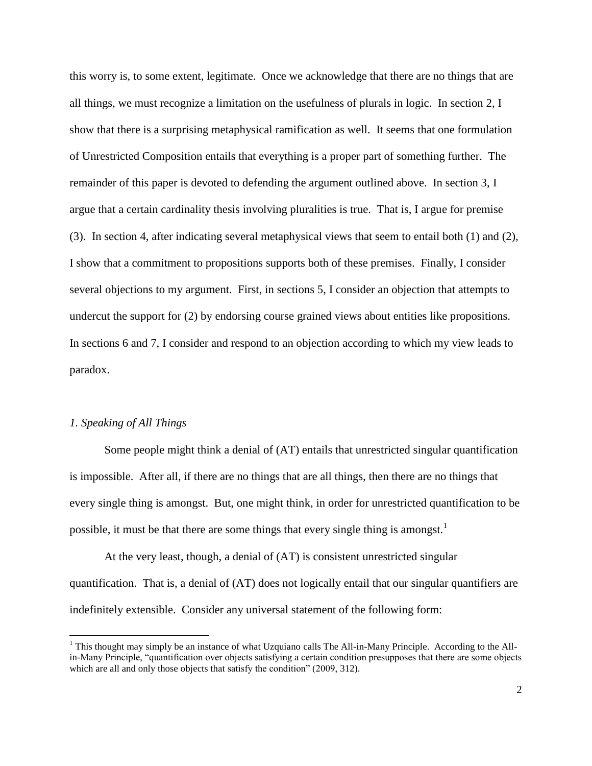this worry is, to some extent, legitimate. Once we acknowledge that there are no things that are all things, we must recognize a limitation on the usefulness of plurals in logic. In section 2, I show that there is a surprising metaphysical ramification as well. It seems that one formulation of Unrestricted Composition entails that everything is a proper part of something further. The remainder of this paper is devoted to defending the argument outlined above. In section 3, I argue that a certain cardinality thesis involving pluralities is true. That is, I argue for premise (3). In section 4, after indicating several metaphysical views that seem to entail both (1) and (2), I show that a commitment to propositions supports both of these premises. Finally, I consider several objections to my argument. First, in sections 5, I consider an objection that attempts to undercut the support for (2) by endorsing course grained views about entities like propositions. In sections 6 and 7, I consider and respond to an objection according to which my view leads to paradox.

### *1. Speaking of All Things*

Some people might think a denial of (AT) entails that unrestricted singular quantification is impossible. After all, if there are no things that are all things, then there are no things that every single thing is amongst. But, one might think, in order for unrestricted quantification to be possible, it must be that there are some things that every single thing is amongst.[1]

At the very least, though, a denial of (AT) is consistent unrestricted singular quantification. That is, a denial of (AT) does not logically entail that our singular quantifiers are indefinitely extensible. Consider any universal statement of the following form:

[1] This thought may simply be an instance of what Uzquiano calls The All-in-Many Principle. According to the All-in-Many Principle, "quantification over objects satisfying a certain condition presupposes that there are some objects which are all and only those objects that satisfy the condition" (2009, 312).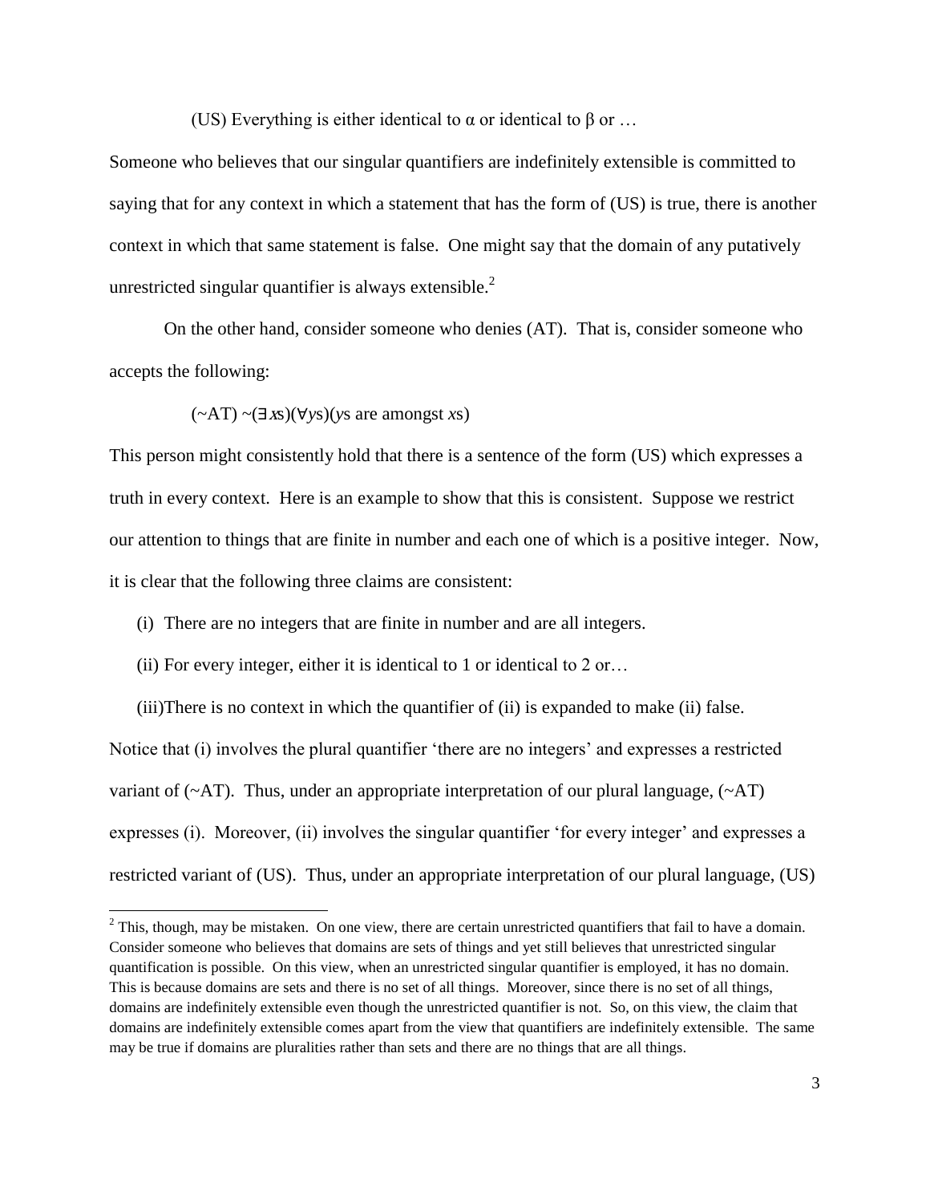(US) Everything is either identical to α or identical to β or …

Someone who believes that our singular quantifiers are indefinitely extensible is committed to saying that for any context in which a statement that has the form of (US) is true, there is another context in which that same statement is false. One might say that the domain of any putatively unrestricted singular quantifier is always extensible.[2]

On the other hand, consider someone who denies (AT). That is, consider someone who accepts the following:

(~AT) ~(∃*x*s)(∀*y*s)(*y*s are amongst *x*s)

This person might consistently hold that there is a sentence of the form (US) which expresses a truth in every context. Here is an example to show that this is consistent. Suppose we restrict our attention to things that are finite in number and each one of which is a positive integer. Now, it is clear that the following three claims are consistent:

(i) There are no integers that are finite in number and are all integers.

(ii) For every integer, either it is identical to 1 or identical to 2 or…

(iii)There is no context in which the quantifier of (ii) is expanded to make (ii) false.

Notice that (i) involves the plural quantifier 'there are no integers' and expresses a restricted variant of (~AT). Thus, under an appropriate interpretation of our plural language, (~AT) expresses (i). Moreover, (ii) involves the singular quantifier 'for every integer' and expresses a restricted variant of (US). Thus, under an appropriate interpretation of our plural language, (US)

[2] This, though, may be mistaken. On one view, there are certain unrestricted quantifiers that fail to have a domain. Consider someone who believes that domains are sets of things and yet still believes that unrestricted singular quantification is possible. On this view, when an unrestricted singular quantifier is employed, it has no domain. This is because domains are sets and there is no set of all things. Moreover, since there is no set of all things, domains are indefinitely extensible even though the unrestricted quantifier is not. So, on this view, the claim that domains are indefinitely extensible comes apart from the view that quantifiers are indefinitely extensible. The same may be true if domains are pluralities rather than sets and there are no things that are all things.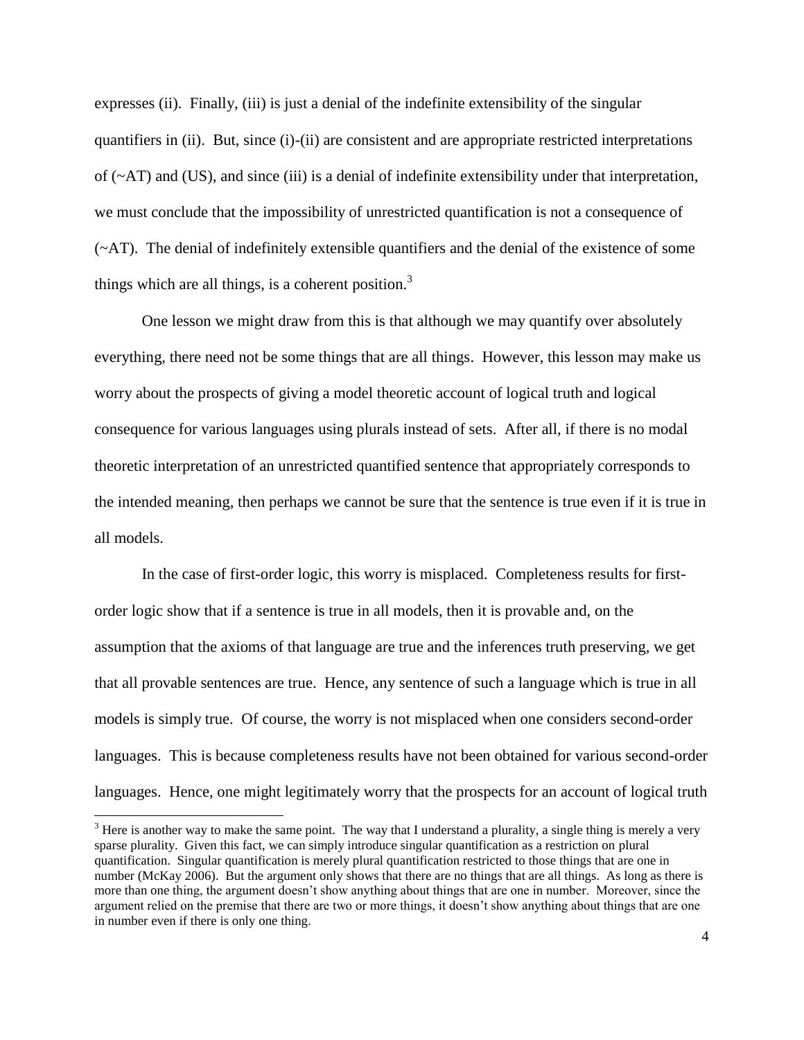expresses (ii). Finally, (iii) is just a denial of the indefinite extensibility of the singular quantifiers in (ii). But, since (i)-(ii) are consistent and are appropriate restricted interpretations of (~AT) and (US), and since (iii) is a denial of indefinite extensibility under that interpretation, we must conclude that the impossibility of unrestricted quantification is not a consequence of (~AT). The denial of indefinitely extensible quantifiers and the denial of the existence of some things which are all things, is a coherent position.[3]

One lesson we might draw from this is that although we may quantify over absolutely everything, there need not be some things that are all things. However, this lesson may make us worry about the prospects of giving a model theoretic account of logical truth and logical consequence for various languages using plurals instead of sets. After all, if there is no modal theoretic interpretation of an unrestricted quantified sentence that appropriately corresponds to the intended meaning, then perhaps we cannot be sure that the sentence is true even if it is true in all models.

In the case of first-order logic, this worry is misplaced. Completeness results for first-order logic show that if a sentence is true in all models, then it is provable and, on the assumption that the axioms of that language are true and the inferences truth preserving, we get that all provable sentences are true. Hence, any sentence of such a language which is true in all models is simply true. Of course, the worry is not misplaced when one considers second-order languages. This is because completeness results have not been obtained for various second-order languages. Hence, one might legitimately worry that the prospects for an account of logical truth

[3] Here is another way to make the same point. The way that I understand a plurality, a single thing is merely a very sparse plurality. Given this fact, we can simply introduce singular quantification as a restriction on plural quantification. Singular quantification is merely plural quantification restricted to those things that are one in number (McKay 2006). But the argument only shows that there are no things that are all things. As long as there is more than one thing, the argument doesn't show anything about things that are one in number. Moreover, since the argument relied on the premise that there are two or more things, it doesn't show anything about things that are one in number even if there is only one thing.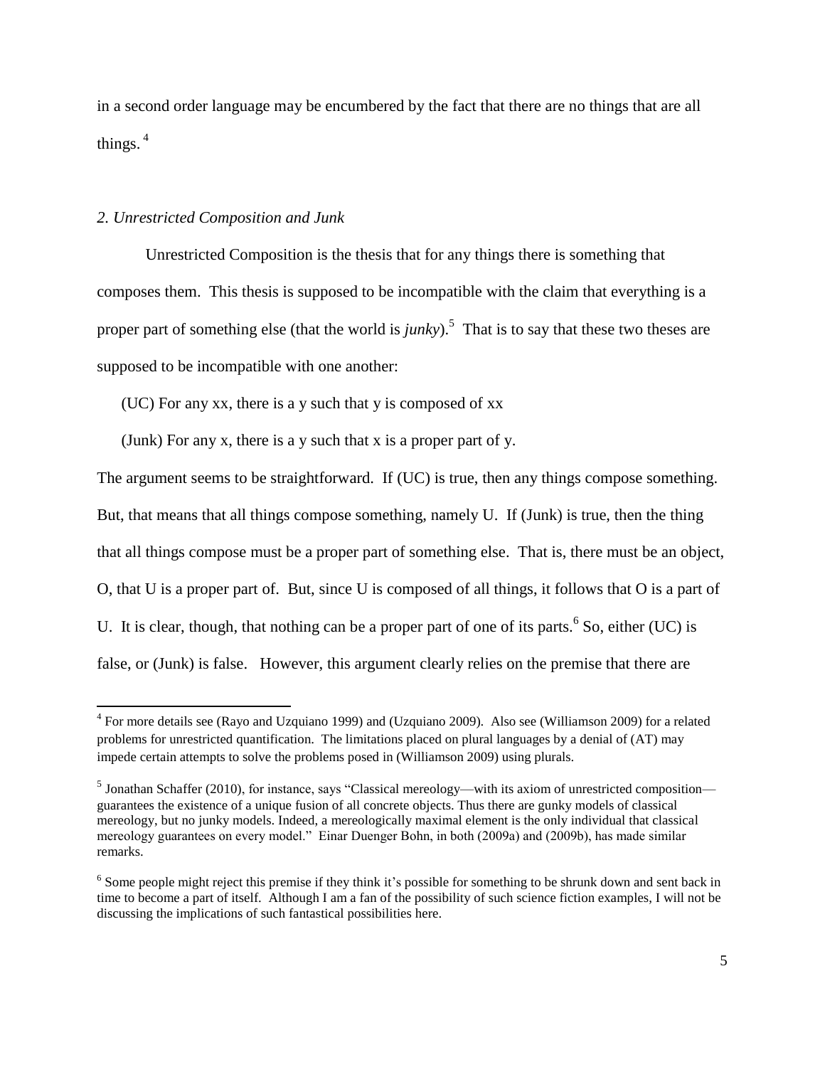in a second order language may be encumbered by the fact that there are no things that are all things. [4]

### *2. Unrestricted Composition and Junk*

Unrestricted Composition is the thesis that for any things there is something that composes them. This thesis is supposed to be incompatible with the claim that everything is a proper part of something else (that the world is *junky*).[5] That is to say that these two theses are supposed to be incompatible with one another:

(UC) For any xx, there is a y such that y is composed of xx

(Junk) For any x, there is a y such that x is a proper part of y.

The argument seems to be straightforward. If (UC) is true, then any things compose something. But, that means that all things compose something, namely U. If (Junk) is true, then the thing that all things compose must be a proper part of something else. That is, there must be an object, O, that U is a proper part of. But, since U is composed of all things, it follows that O is a part of U. It is clear, though, that nothing can be a proper part of one of its parts.[6] So, either (UC) is false, or (Junk) is false. However, this argument clearly relies on the premise that there are

---

[4] For more details see (Rayo and Uzquiano 1999) and (Uzquiano 2009). Also see (Williamson 2009) for a related problems for unrestricted quantification. The limitations placed on plural languages by a denial of (AT) may impede certain attempts to solve the problems posed in (Williamson 2009) using plurals.

[5] Jonathan Schaffer (2010), for instance, says "Classical mereology—with its axiom of unrestricted composition—guarantees the existence of a unique fusion of all concrete objects. Thus there are gunky models of classical mereology, but no junky models. Indeed, a mereologically maximal element is the only individual that classical mereology guarantees on every model." Einar Duenger Bohn, in both (2009a) and (2009b), has made similar remarks.

[6] Some people might reject this premise if they think it's possible for something to be shrunk down and sent back in time to become a part of itself. Although I am a fan of the possibility of such science fiction examples, I will not be discussing the implications of such fantastical possibilities here.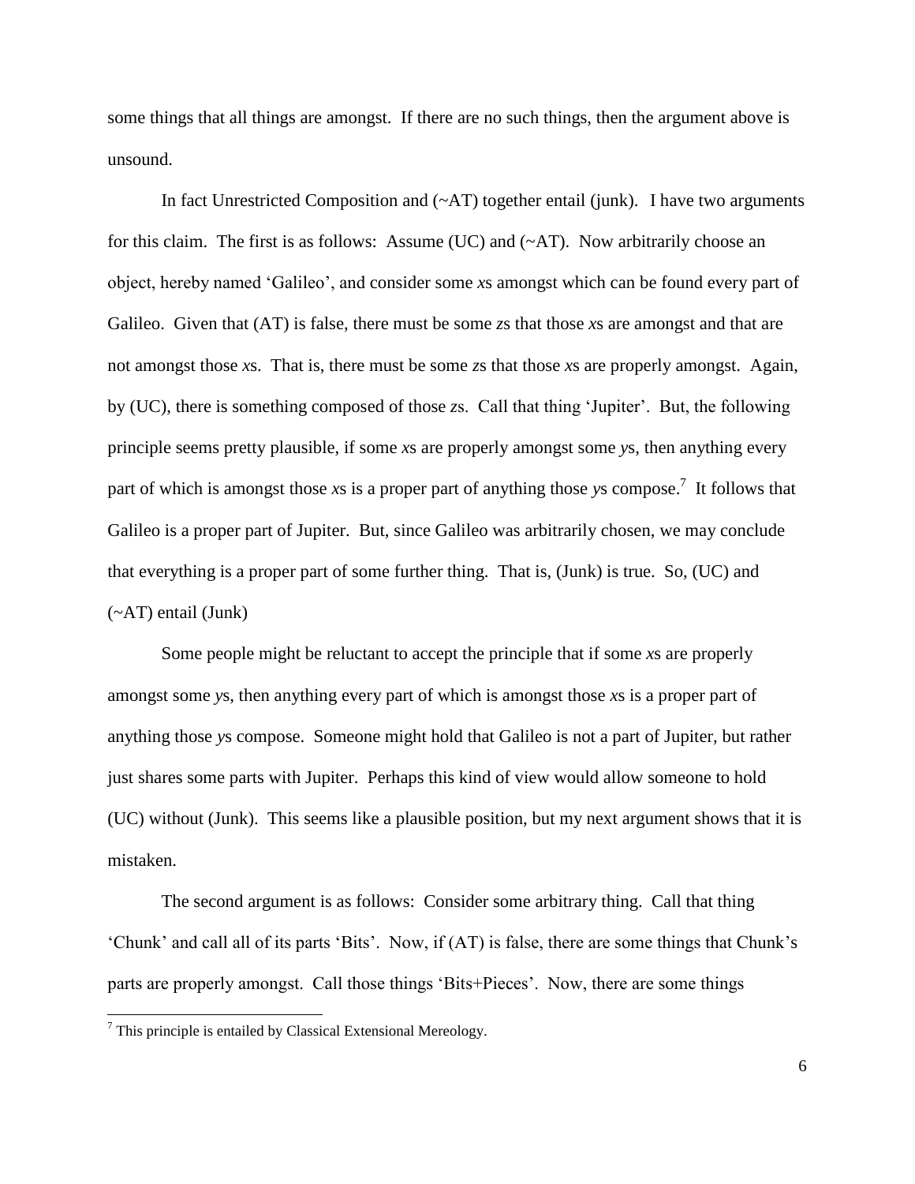some things that all things are amongst. If there are no such things, then the argument above is unsound.

In fact Unrestricted Composition and (~AT) together entail (junk). I have two arguments for this claim. The first is as follows: Assume (UC) and (~AT). Now arbitrarily choose an object, hereby named 'Galileo', and consider some *x*s amongst which can be found every part of Galileo. Given that (AT) is false, there must be some *z*s that those *x*s are amongst and that are not amongst those *x*s. That is, there must be some *z*s that those *x*s are properly amongst. Again, by (UC), there is something composed of those *z*s. Call that thing 'Jupiter'. But, the following principle seems pretty plausible, if some *x*s are properly amongst some *y*s, then anything every part of which is amongst those *x*s is a proper part of anything those *y*s compose.[7] It follows that Galileo is a proper part of Jupiter. But, since Galileo was arbitrarily chosen, we may conclude that everything is a proper part of some further thing. That is, (Junk) is true. So, (UC) and (~AT) entail (Junk)

Some people might be reluctant to accept the principle that if some *x*s are properly amongst some *y*s, then anything every part of which is amongst those *x*s is a proper part of anything those *y*s compose. Someone might hold that Galileo is not a part of Jupiter, but rather just shares some parts with Jupiter. Perhaps this kind of view would allow someone to hold (UC) without (Junk). This seems like a plausible position, but my next argument shows that it is mistaken.

The second argument is as follows: Consider some arbitrary thing. Call that thing 'Chunk' and call all of its parts 'Bits'. Now, if (AT) is false, there are some things that Chunk's parts are properly amongst. Call those things 'Bits+Pieces'. Now, there are some things

[7] This principle is entailed by Classical Extensional Mereology.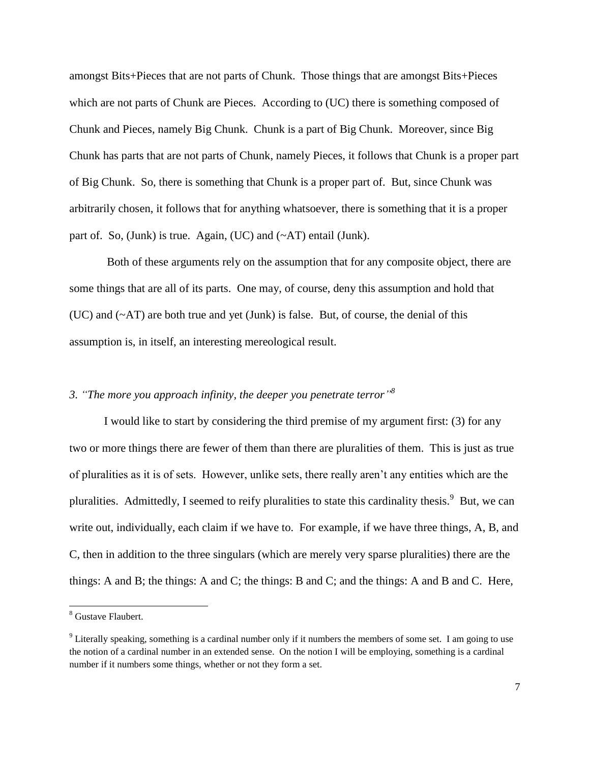amongst Bits+Pieces that are not parts of Chunk. Those things that are amongst Bits+Pieces which are not parts of Chunk are Pieces. According to (UC) there is something composed of Chunk and Pieces, namely Big Chunk. Chunk is a part of Big Chunk. Moreover, since Big Chunk has parts that are not parts of Chunk, namely Pieces, it follows that Chunk is a proper part of Big Chunk. So, there is something that Chunk is a proper part of. But, since Chunk was arbitrarily chosen, it follows that for anything whatsoever, there is something that it is a proper part of. So, (Junk) is true. Again, (UC) and (~AT) entail (Junk).

Both of these arguments rely on the assumption that for any composite object, there are some things that are all of its parts. One may, of course, deny this assumption and hold that (UC) and (~AT) are both true and yet (Junk) is false. But, of course, the denial of this assumption is, in itself, an interesting mereological result.

### *3. "The more you approach infinity, the deeper you penetrate terror"*[8]

I would like to start by considering the third premise of my argument first: (3) for any two or more things there are fewer of them than there are pluralities of them. This is just as true of pluralities as it is of sets. However, unlike sets, there really aren't any entities which are the pluralities. Admittedly, I seemed to reify pluralities to state this cardinality thesis.[9] But, we can write out, individually, each claim if we have to. For example, if we have three things, A, B, and C, then in addition to the three singulars (which are merely very sparse pluralities) there are the things: A and B; the things: A and C; the things: B and C; and the things: A and B and C. Here,

[8] Gustave Flaubert.

[9] Literally speaking, something is a cardinal number only if it numbers the members of some set. I am going to use the notion of a cardinal number in an extended sense. On the notion I will be employing, something is a cardinal number if it numbers some things, whether or not they form a set.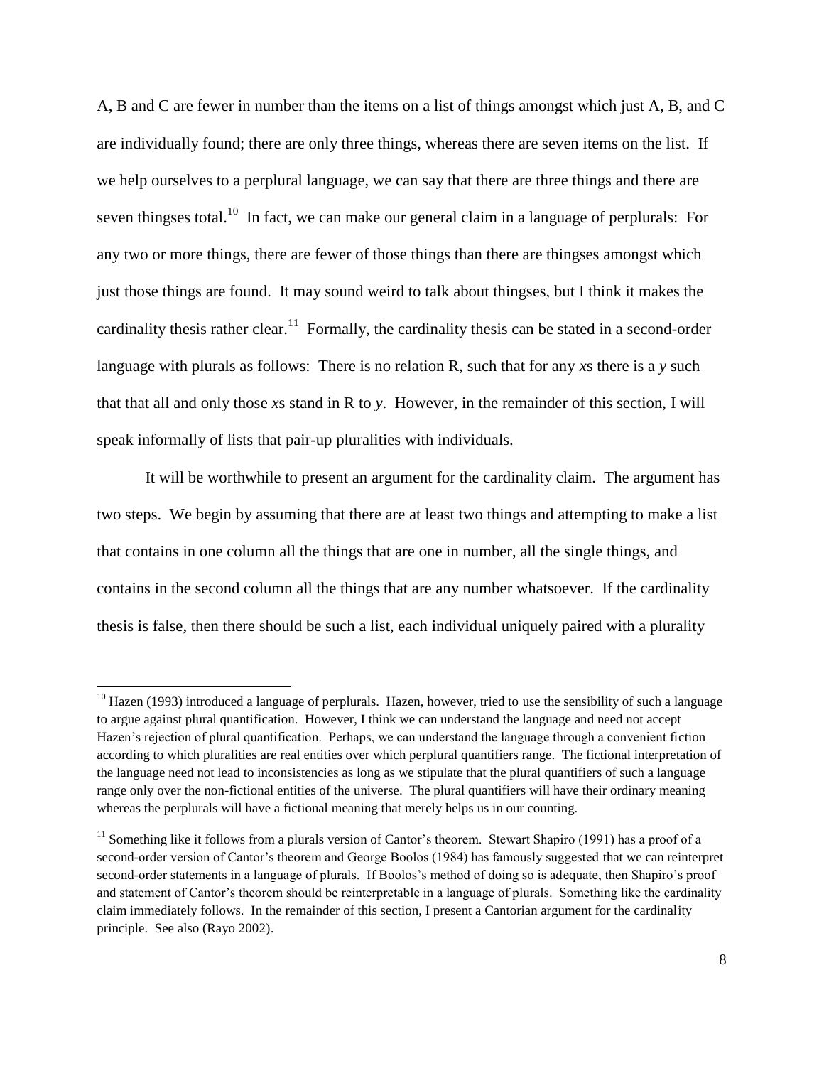A, B and C are fewer in number than the items on a list of things amongst which just A, B, and C are individually found; there are only three things, whereas there are seven items on the list. If we help ourselves to a perplural language, we can say that there are three things and there are seven thingses total.[10] In fact, we can make our general claim in a language of perplurals: For any two or more things, there are fewer of those things than there are thingses amongst which just those things are found. It may sound weird to talk about thingses, but I think it makes the cardinality thesis rather clear.[11] Formally, the cardinality thesis can be stated in a second-order language with plurals as follows: There is no relation R, such that for any *x*s there is a *y* such that that all and only those *x*s stand in R to *y*. However, in the remainder of this section, I will speak informally of lists that pair-up pluralities with individuals.

It will be worthwhile to present an argument for the cardinality claim. The argument has two steps. We begin by assuming that there are at least two things and attempting to make a list that contains in one column all the things that are one in number, all the single things, and contains in the second column all the things that are any number whatsoever. If the cardinality thesis is false, then there should be such a list, each individual uniquely paired with a plurality

---

[10] Hazen (1993) introduced a language of perplurals. Hazen, however, tried to use the sensibility of such a language to argue against plural quantification. However, I think we can understand the language and need not accept Hazen's rejection of plural quantification. Perhaps, we can understand the language through a convenient fiction according to which pluralities are real entities over which perplural quantifiers range. The fictional interpretation of the language need not lead to inconsistencies as long as we stipulate that the plural quantifiers of such a language range only over the non-fictional entities of the universe. The plural quantifiers will have their ordinary meaning whereas the perplurals will have a fictional meaning that merely helps us in our counting.

[11] Something like it follows from a plurals version of Cantor's theorem. Stewart Shapiro (1991) has a proof of a second-order version of Cantor's theorem and George Boolos (1984) has famously suggested that we can reinterpret second-order statements in a language of plurals. If Boolos's method of doing so is adequate, then Shapiro's proof and statement of Cantor's theorem should be reinterpretable in a language of plurals. Something like the cardinality claim immediately follows. In the remainder of this section, I present a Cantorian argument for the cardinality principle. See also (Rayo 2002).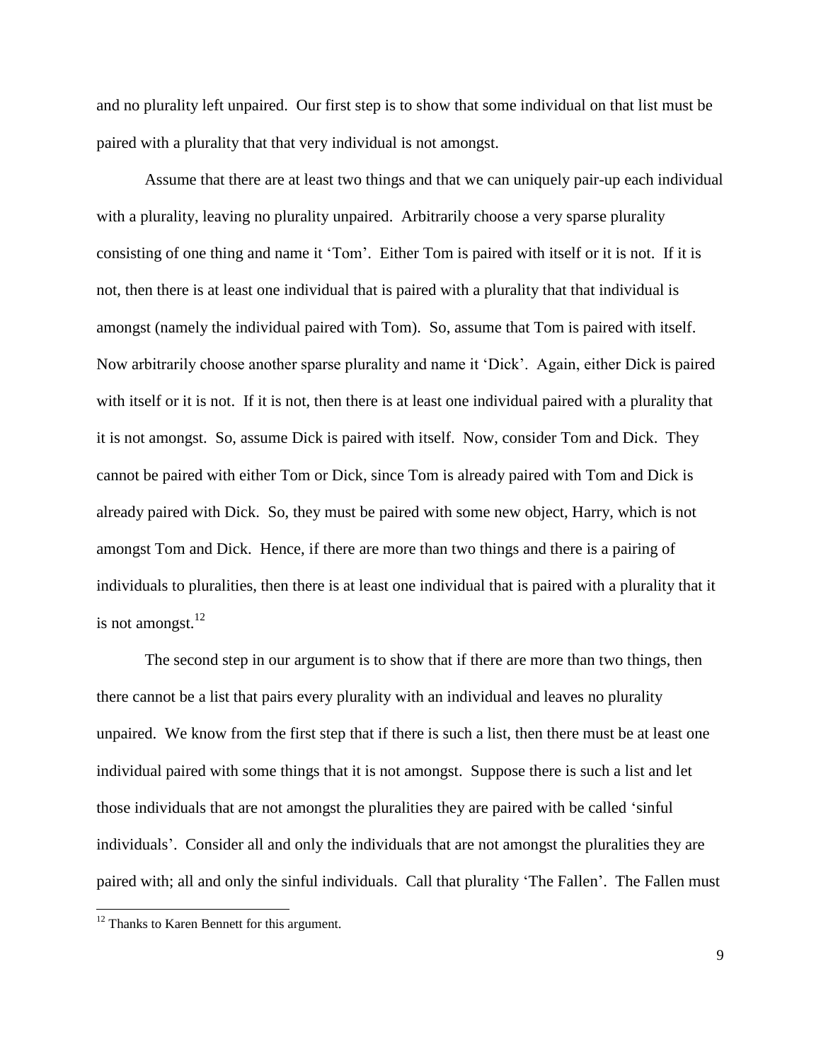and no plurality left unpaired. Our first step is to show that some individual on that list must be paired with a plurality that that very individual is not amongst.

Assume that there are at least two things and that we can uniquely pair-up each individual with a plurality, leaving no plurality unpaired. Arbitrarily choose a very sparse plurality consisting of one thing and name it 'Tom'. Either Tom is paired with itself or it is not. If it is not, then there is at least one individual that is paired with a plurality that that individual is amongst (namely the individual paired with Tom). So, assume that Tom is paired with itself. Now arbitrarily choose another sparse plurality and name it 'Dick'. Again, either Dick is paired with itself or it is not. If it is not, then there is at least one individual paired with a plurality that it is not amongst. So, assume Dick is paired with itself. Now, consider Tom and Dick. They cannot be paired with either Tom or Dick, since Tom is already paired with Tom and Dick is already paired with Dick. So, they must be paired with some new object, Harry, which is not amongst Tom and Dick. Hence, if there are more than two things and there is a pairing of individuals to pluralities, then there is at least one individual that is paired with a plurality that it is not amongst.[12]

The second step in our argument is to show that if there are more than two things, then there cannot be a list that pairs every plurality with an individual and leaves no plurality unpaired. We know from the first step that if there is such a list, then there must be at least one individual paired with some things that it is not amongst. Suppose there is such a list and let those individuals that are not amongst the pluralities they are paired with be called 'sinful individuals'. Consider all and only the individuals that are not amongst the pluralities they are paired with; all and only the sinful individuals. Call that plurality 'The Fallen'. The Fallen must

[12] Thanks to Karen Bennett for this argument.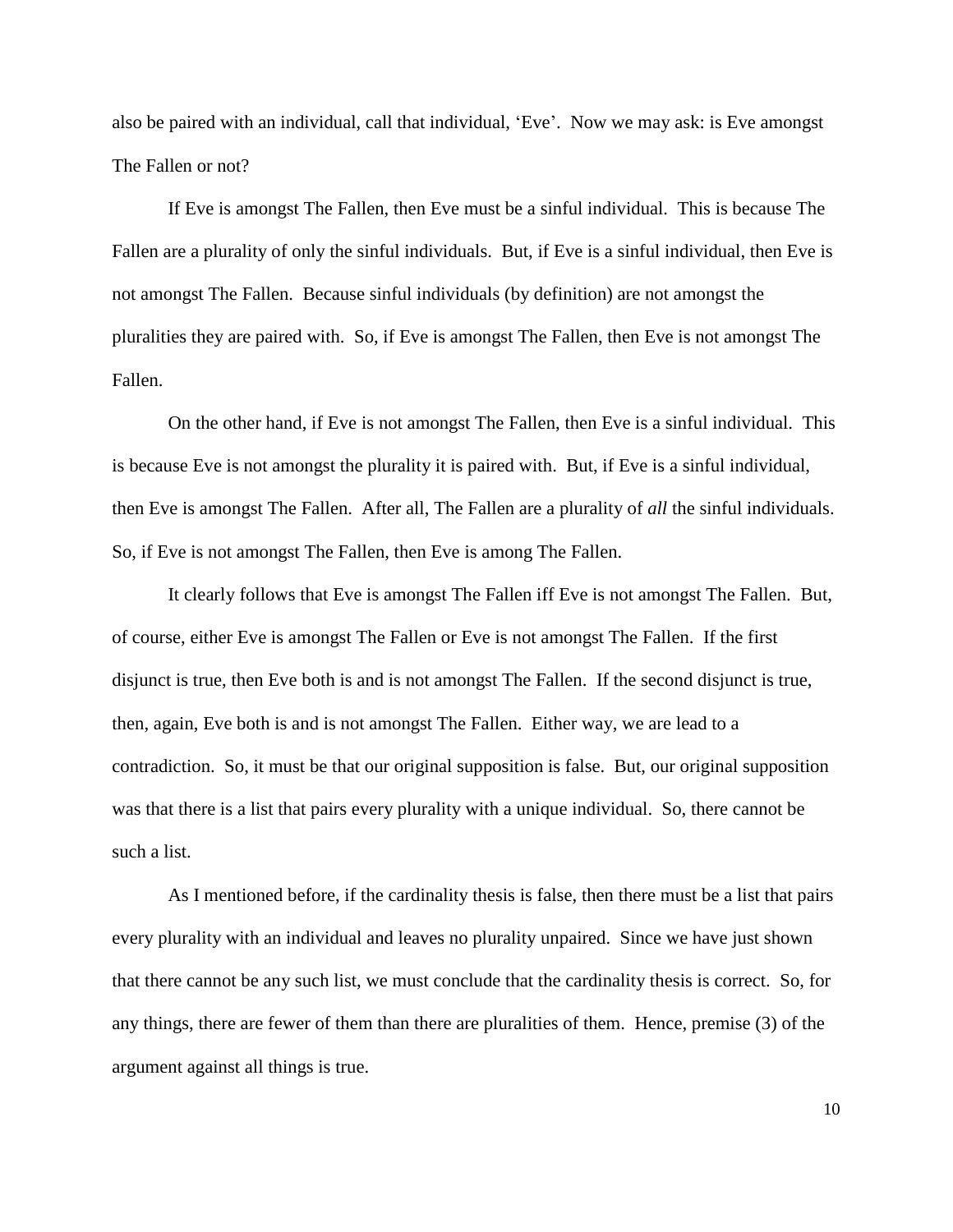also be paired with an individual, call that individual, 'Eve'. Now we may ask: is Eve amongst The Fallen or not?

If Eve is amongst The Fallen, then Eve must be a sinful individual. This is because The Fallen are a plurality of only the sinful individuals. But, if Eve is a sinful individual, then Eve is not amongst The Fallen. Because sinful individuals (by definition) are not amongst the pluralities they are paired with. So, if Eve is amongst The Fallen, then Eve is not amongst The Fallen.

On the other hand, if Eve is not amongst The Fallen, then Eve is a sinful individual. This is because Eve is not amongst the plurality it is paired with. But, if Eve is a sinful individual, then Eve is amongst The Fallen. After all, The Fallen are a plurality of *all* the sinful individuals. So, if Eve is not amongst The Fallen, then Eve is among The Fallen.

It clearly follows that Eve is amongst The Fallen iff Eve is not amongst The Fallen. But, of course, either Eve is amongst The Fallen or Eve is not amongst The Fallen. If the first disjunct is true, then Eve both is and is not amongst The Fallen. If the second disjunct is true, then, again, Eve both is and is not amongst The Fallen. Either way, we are lead to a contradiction. So, it must be that our original supposition is false. But, our original supposition was that there is a list that pairs every plurality with a unique individual. So, there cannot be such a list.

As I mentioned before, if the cardinality thesis is false, then there must be a list that pairs every plurality with an individual and leaves no plurality unpaired. Since we have just shown that there cannot be any such list, we must conclude that the cardinality thesis is correct. So, for any things, there are fewer of them than there are pluralities of them. Hence, premise (3) of the argument against all things is true.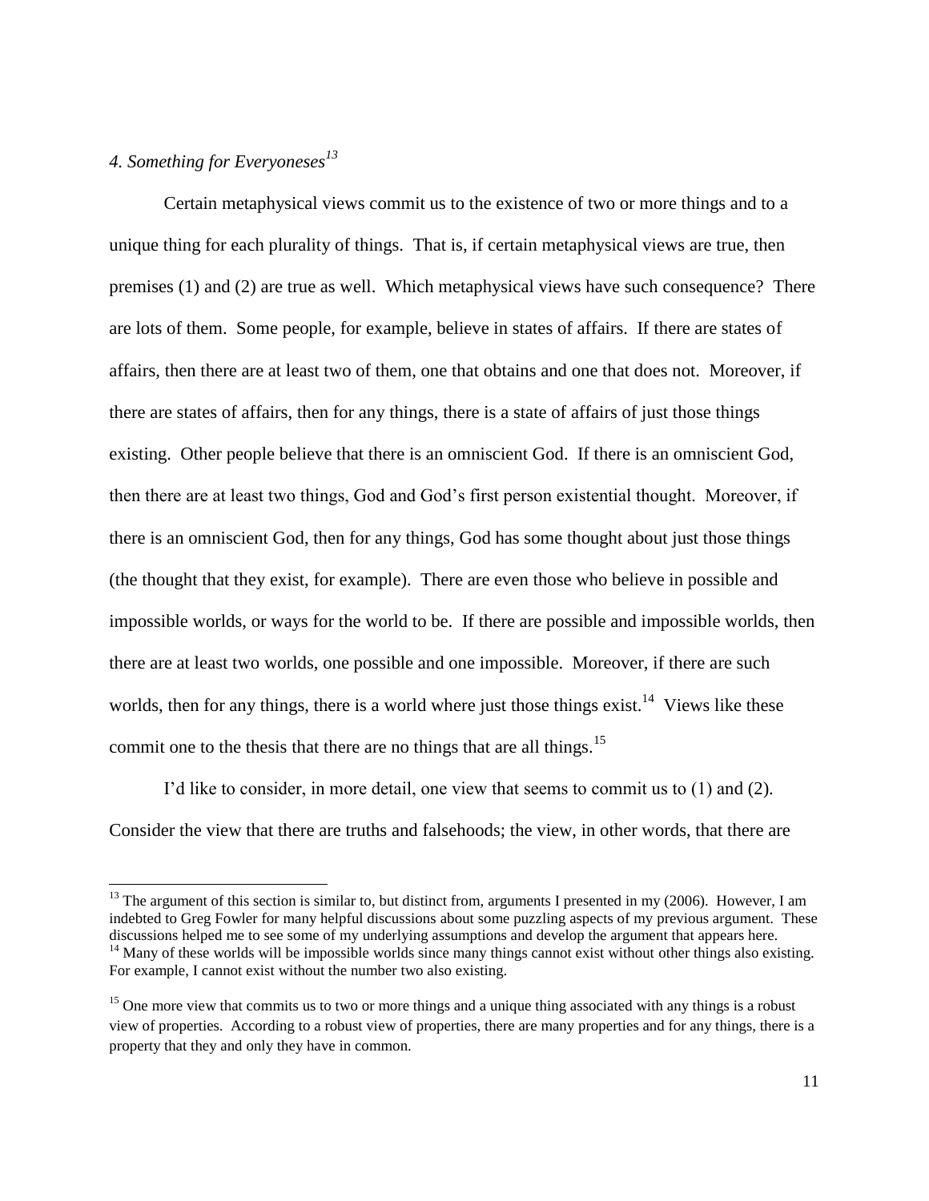*4. Something for Everyoneses*[13]

Certain metaphysical views commit us to the existence of two or more things and to a unique thing for each plurality of things. That is, if certain metaphysical views are true, then premises (1) and (2) are true as well. Which metaphysical views have such consequence? There are lots of them. Some people, for example, believe in states of affairs. If there are states of affairs, then there are at least two of them, one that obtains and one that does not. Moreover, if there are states of affairs, then for any things, there is a state of affairs of just those things existing. Other people believe that there is an omniscient God. If there is an omniscient God, then there are at least two things, God and God's first person existential thought. Moreover, if there is an omniscient God, then for any things, God has some thought about just those things (the thought that they exist, for example). There are even those who believe in possible and impossible worlds, or ways for the world to be. If there are possible and impossible worlds, then there are at least two worlds, one possible and one impossible. Moreover, if there are such worlds, then for any things, there is a world where just those things exist.[14] Views like these commit one to the thesis that there are no things that are all things.[15]

I'd like to consider, in more detail, one view that seems to commit us to (1) and (2). Consider the view that there are truths and falsehoods; the view, in other words, that there are

[13] The argument of this section is similar to, but distinct from, arguments I presented in my (2006). However, I am indebted to Greg Fowler for many helpful discussions about some puzzling aspects of my previous argument. These discussions helped me to see some of my underlying assumptions and develop the argument that appears here.

[14] Many of these worlds will be impossible worlds since many things cannot exist without other things also existing. For example, I cannot exist without the number two also existing.

[15] One more view that commits us to two or more things and a unique thing associated with any things is a robust view of properties. According to a robust view of properties, there are many properties and for any things, there is a property that they and only they have in common.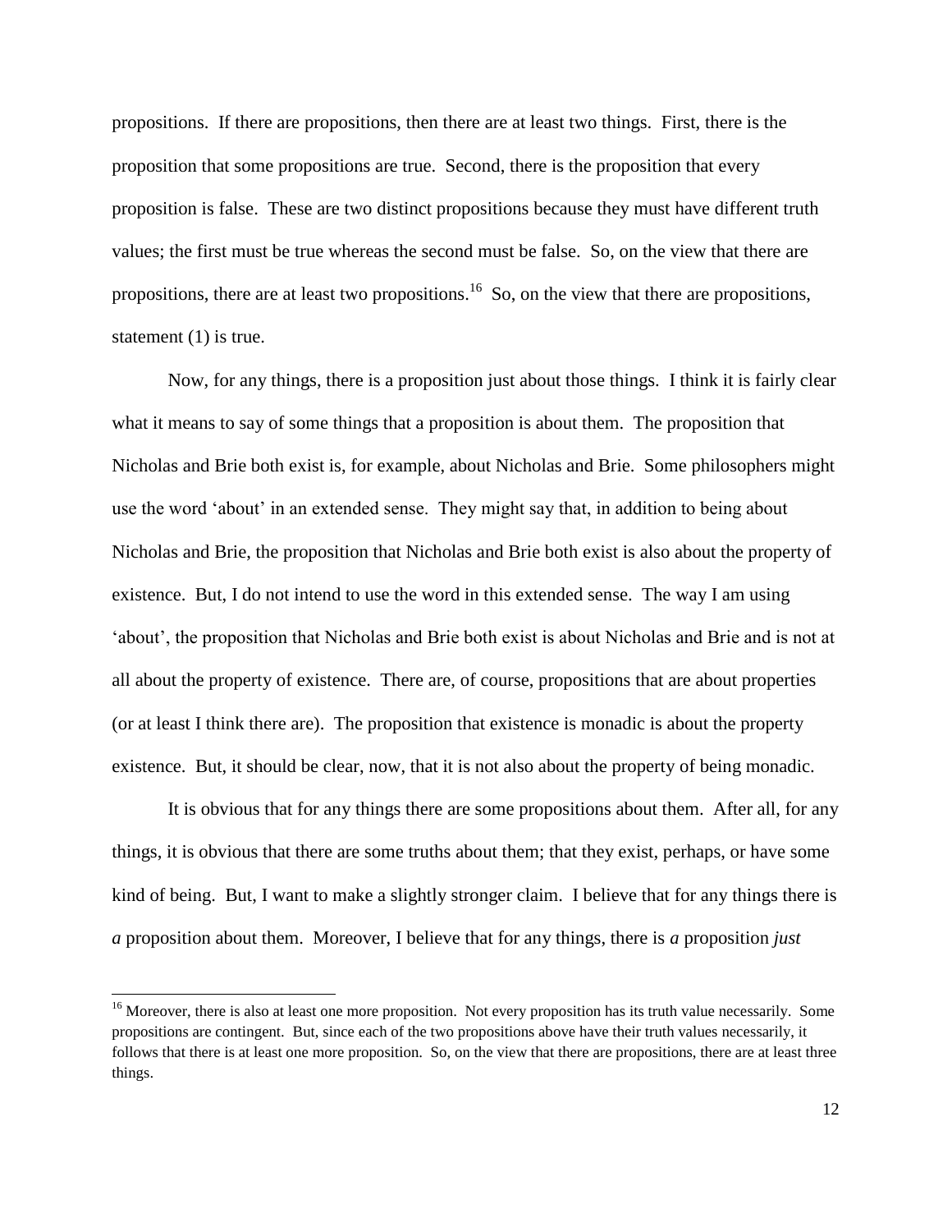propositions. If there are propositions, then there are at least two things. First, there is the proposition that some propositions are true. Second, there is the proposition that every proposition is false. These are two distinct propositions because they must have different truth values; the first must be true whereas the second must be false. So, on the view that there are propositions, there are at least two propositions.[16] So, on the view that there are propositions, statement (1) is true.

Now, for any things, there is a proposition just about those things. I think it is fairly clear what it means to say of some things that a proposition is about them. The proposition that Nicholas and Brie both exist is, for example, about Nicholas and Brie. Some philosophers might use the word 'about' in an extended sense. They might say that, in addition to being about Nicholas and Brie, the proposition that Nicholas and Brie both exist is also about the property of existence. But, I do not intend to use the word in this extended sense. The way I am using 'about', the proposition that Nicholas and Brie both exist is about Nicholas and Brie and is not at all about the property of existence. There are, of course, propositions that are about properties (or at least I think there are). The proposition that existence is monadic is about the property existence. But, it should be clear, now, that it is not also about the property of being monadic.

It is obvious that for any things there are some propositions about them. After all, for any things, it is obvious that there are some truths about them; that they exist, perhaps, or have some kind of being. But, I want to make a slightly stronger claim. I believe that for any things there is *a* proposition about them. Moreover, I believe that for any things, there is *a* proposition *just*

[16] Moreover, there is also at least one more proposition. Not every proposition has its truth value necessarily. Some propositions are contingent. But, since each of the two propositions above have their truth values necessarily, it follows that there is at least one more proposition. So, on the view that there are propositions, there are at least three things.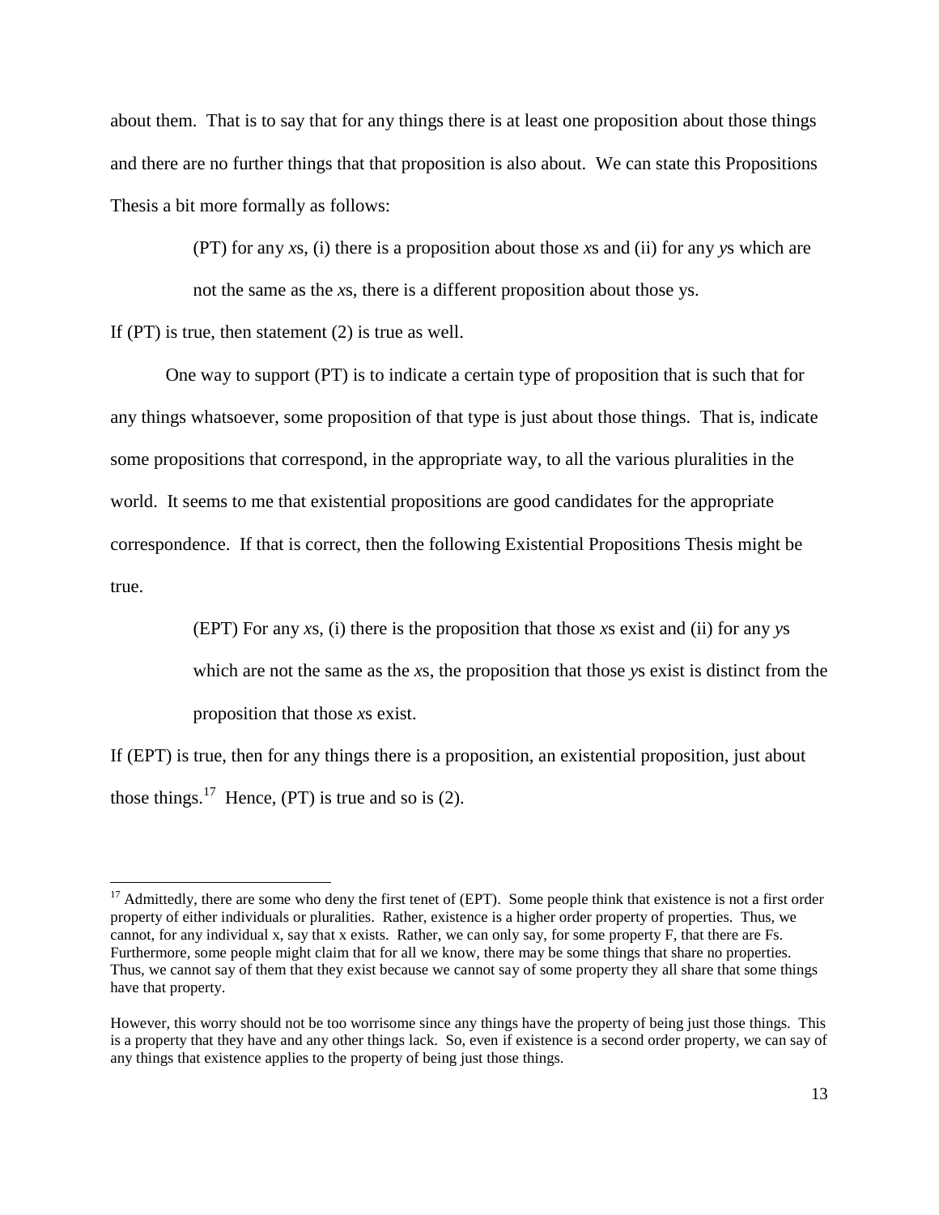about them. That is to say that for any things there is at least one proposition about those things and there are no further things that that proposition is also about. We can state this Propositions Thesis a bit more formally as follows:

> (PT) for any *x*s, (i) there is a proposition about those *x*s and (ii) for any *y*s which are not the same as the *x*s, there is a different proposition about those ys.

If (PT) is true, then statement (2) is true as well.

One way to support (PT) is to indicate a certain type of proposition that is such that for any things whatsoever, some proposition of that type is just about those things. That is, indicate some propositions that correspond, in the appropriate way, to all the various pluralities in the world. It seems to me that existential propositions are good candidates for the appropriate correspondence. If that is correct, then the following Existential Propositions Thesis might be true.

> (EPT) For any *x*s, (i) there is the proposition that those *x*s exist and (ii) for any *y*s which are not the same as the *x*s, the proposition that those *y*s exist is distinct from the proposition that those *x*s exist.

If (EPT) is true, then for any things there is a proposition, an existential proposition, just about those things.[17] Hence, (PT) is true and so is (2).

---

[17] Admittedly, there are some who deny the first tenet of (EPT). Some people think that existence is not a first order property of either individuals or pluralities. Rather, existence is a higher order property of properties. Thus, we cannot, for any individual x, say that x exists. Rather, we can only say, for some property F, that there are Fs. Furthermore, some people might claim that for all we know, there may be some things that share no properties. Thus, we cannot say of them that they exist because we cannot say of some property they all share that some things have that property.

However, this worry should not be too worrisome since any things have the property of being just those things. This is a property that they have and any other things lack. So, even if existence is a second order property, we can say of any things that existence applies to the property of being just those things.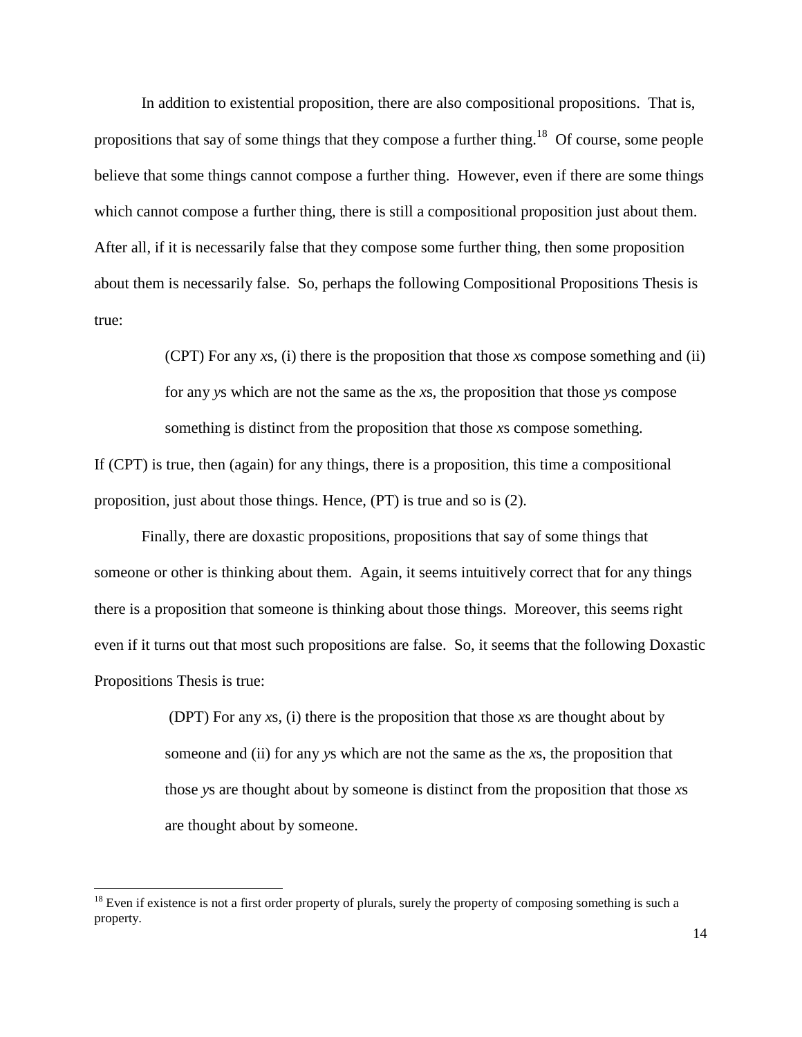In addition to existential proposition, there are also compositional propositions. That is, propositions that say of some things that they compose a further thing.[18] Of course, some people believe that some things cannot compose a further thing. However, even if there are some things which cannot compose a further thing, there is still a compositional proposition just about them. After all, if it is necessarily false that they compose some further thing, then some proposition about them is necessarily false. So, perhaps the following Compositional Propositions Thesis is true:

> (CPT) For any *x*s, (i) there is the proposition that those *x*s compose something and (ii) for any *y*s which are not the same as the *x*s, the proposition that those *y*s compose something is distinct from the proposition that those *x*s compose something.

If (CPT) is true, then (again) for any things, there is a proposition, this time a compositional proposition, just about those things. Hence, (PT) is true and so is (2).

Finally, there are doxastic propositions, propositions that say of some things that someone or other is thinking about them. Again, it seems intuitively correct that for any things there is a proposition that someone is thinking about those things. Moreover, this seems right even if it turns out that most such propositions are false. So, it seems that the following Doxastic Propositions Thesis is true:

> (DPT) For any *x*s, (i) there is the proposition that those *x*s are thought about by someone and (ii) for any *y*s which are not the same as the *x*s, the proposition that those *y*s are thought about by someone is distinct from the proposition that those *x*s are thought about by someone.

---

[18] Even if existence is not a first order property of plurals, surely the property of composing something is such a property.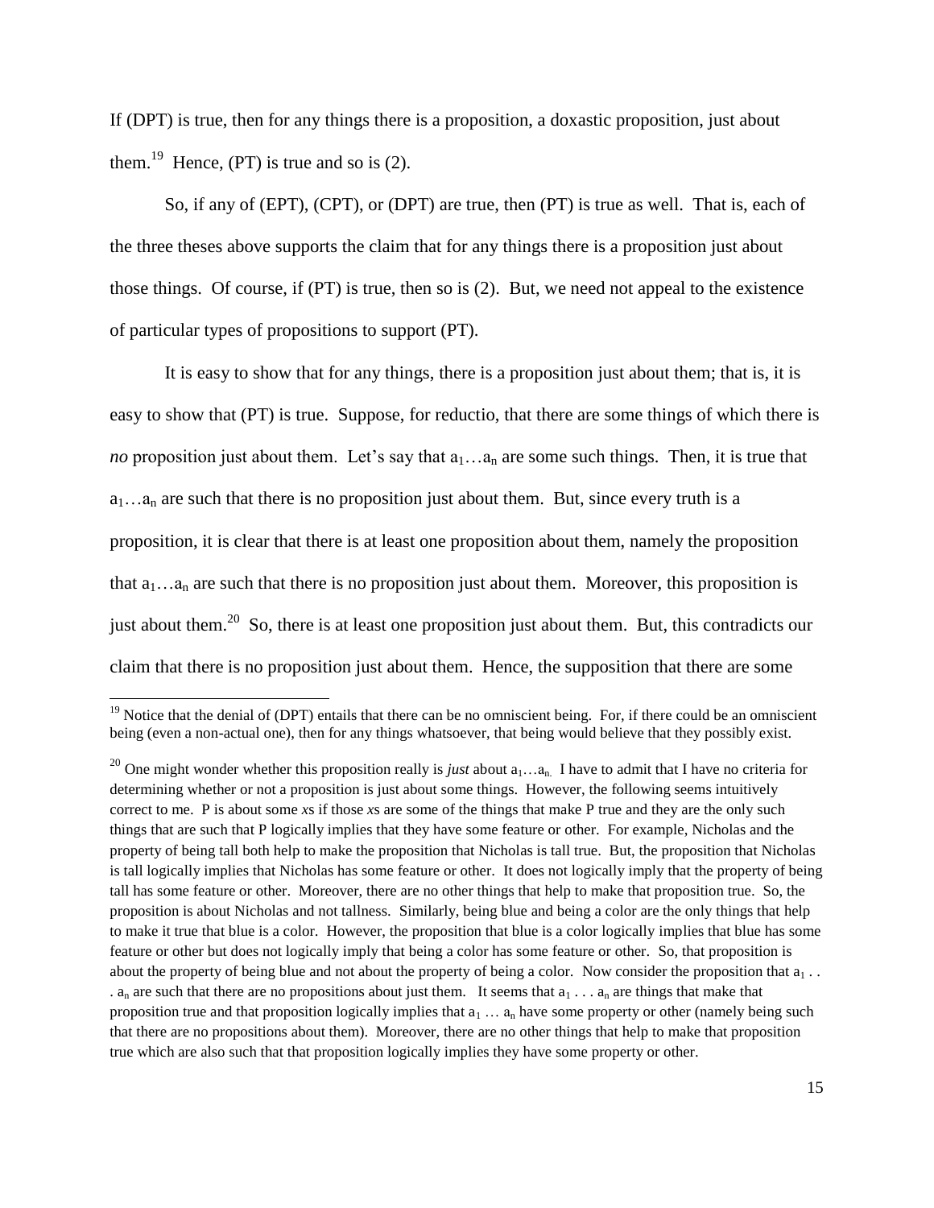If (DPT) is true, then for any things there is a proposition, a doxastic proposition, just about them.[19] Hence, (PT) is true and so is (2).

So, if any of (EPT), (CPT), or (DPT) are true, then (PT) is true as well. That is, each of the three theses above supports the claim that for any things there is a proposition just about those things. Of course, if (PT) is true, then so is (2). But, we need not appeal to the existence of particular types of propositions to support (PT).

It is easy to show that for any things, there is a proposition just about them; that is, it is easy to show that (PT) is true. Suppose, for reductio, that there are some things of which there is *no* proposition just about them. Let's say that $a_1 \ldots a_n$ are some such things. Then, it is true that $a_1 \ldots a_n$ are such that there is no proposition just about them. But, since every truth is a proposition, it is clear that there is at least one proposition about them, namely the proposition that $a_1 \ldots a_n$ are such that there is no proposition just about them. Moreover, this proposition is just about them.[20] So, there is at least one proposition just about them. But, this contradicts our claim that there is no proposition just about them. Hence, the supposition that there are some

[19] Notice that the denial of (DPT) entails that there can be no omniscient being. For, if there could be an omniscient being (even a non-actual one), then for any things whatsoever, that being would believe that they possibly exist.

[20] One might wonder whether this proposition really is *just* about $a_1 \ldots a_n$. I have to admit that I have no criteria for determining whether or not a proposition is just about some things. However, the following seems intuitively correct to me. P is about some *x*s if those *x*s are some of the things that make P true and they are the only such things that are such that P logically implies that they have some feature or other. For example, Nicholas and the property of being tall both help to make the proposition that Nicholas is tall true. But, the proposition that Nicholas is tall logically implies that Nicholas has some feature or other. It does not logically imply that the property of being tall has some feature or other. Moreover, there are no other things that help to make that proposition true. So, the proposition is about Nicholas and not tallness. Similarly, being blue and being a color are the only things that help to make it true that blue is a color. However, the proposition that blue is a color logically implies that blue has some feature or other but does not logically imply that being a color has some feature or other. So, that proposition is about the property of being blue and not about the property of being a color. Now consider the proposition that $a_1 \ldots a_n$ are such that there are no propositions about just them. It seems that $a_1 \ldots a_n$ are things that make that proposition true and that proposition logically implies that $a_1 \ldots a_n$ have some property or other (namely being such that there are no propositions about them). Moreover, there are no other things that help to make that proposition true which are also such that that proposition logically implies they have some property or other.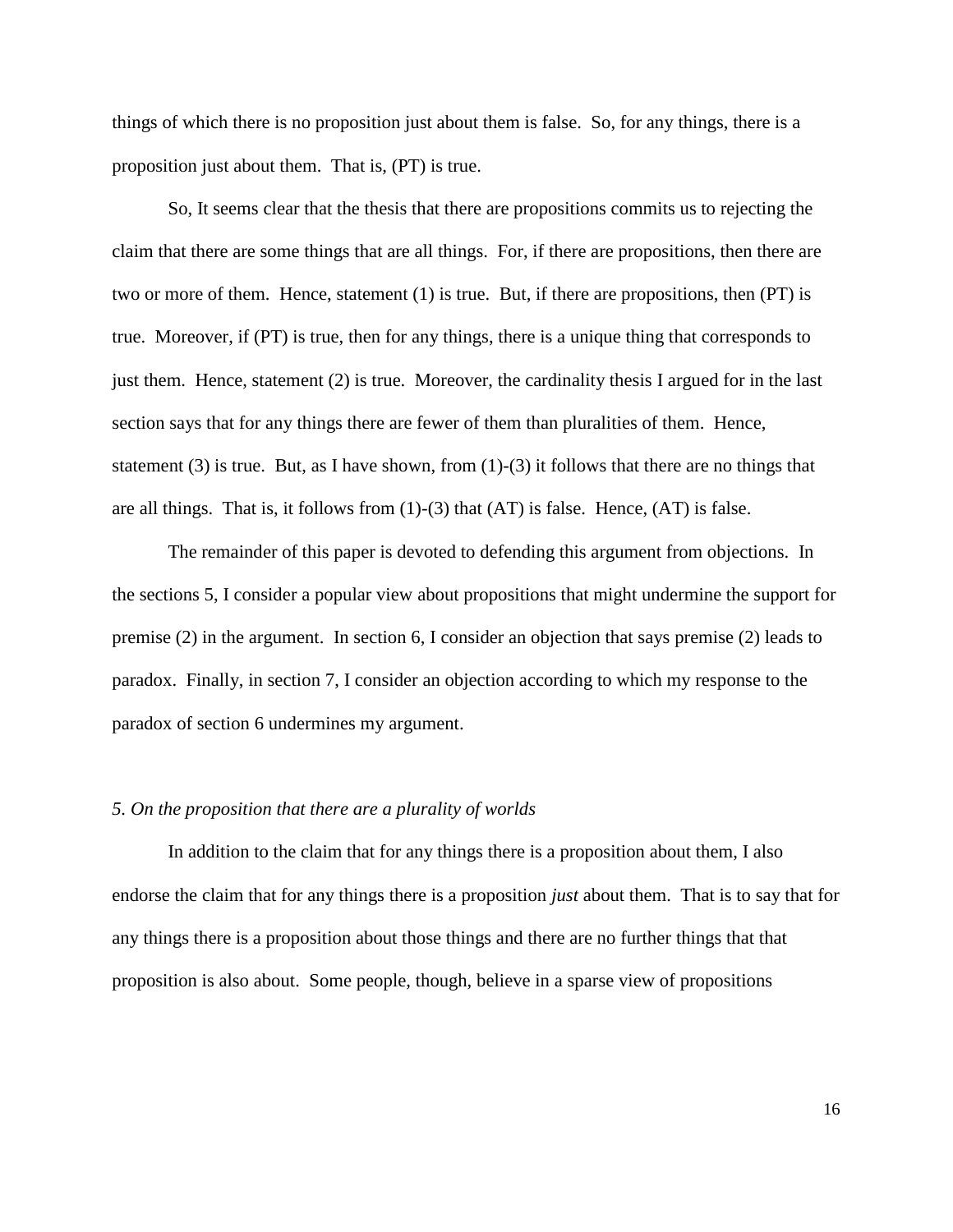things of which there is no proposition just about them is false. So, for any things, there is a proposition just about them. That is, (PT) is true.

So, It seems clear that the thesis that there are propositions commits us to rejecting the claim that there are some things that are all things. For, if there are propositions, then there are two or more of them. Hence, statement (1) is true. But, if there are propositions, then (PT) is true. Moreover, if (PT) is true, then for any things, there is a unique thing that corresponds to just them. Hence, statement (2) is true. Moreover, the cardinality thesis I argued for in the last section says that for any things there are fewer of them than pluralities of them. Hence, statement (3) is true. But, as I have shown, from (1)-(3) it follows that there are no things that are all things. That is, it follows from (1)-(3) that (AT) is false. Hence, (AT) is false.

The remainder of this paper is devoted to defending this argument from objections. In the sections 5, I consider a popular view about propositions that might undermine the support for premise (2) in the argument. In section 6, I consider an objection that says premise (2) leads to paradox. Finally, in section 7, I consider an objection according to which my response to the paradox of section 6 undermines my argument.

### *5. On the proposition that there are a plurality of worlds*

In addition to the claim that for any things there is a proposition about them, I also endorse the claim that for any things there is a proposition *just* about them. That is to say that for any things there is a proposition about those things and there are no further things that that proposition is also about. Some people, though, believe in a sparse view of propositions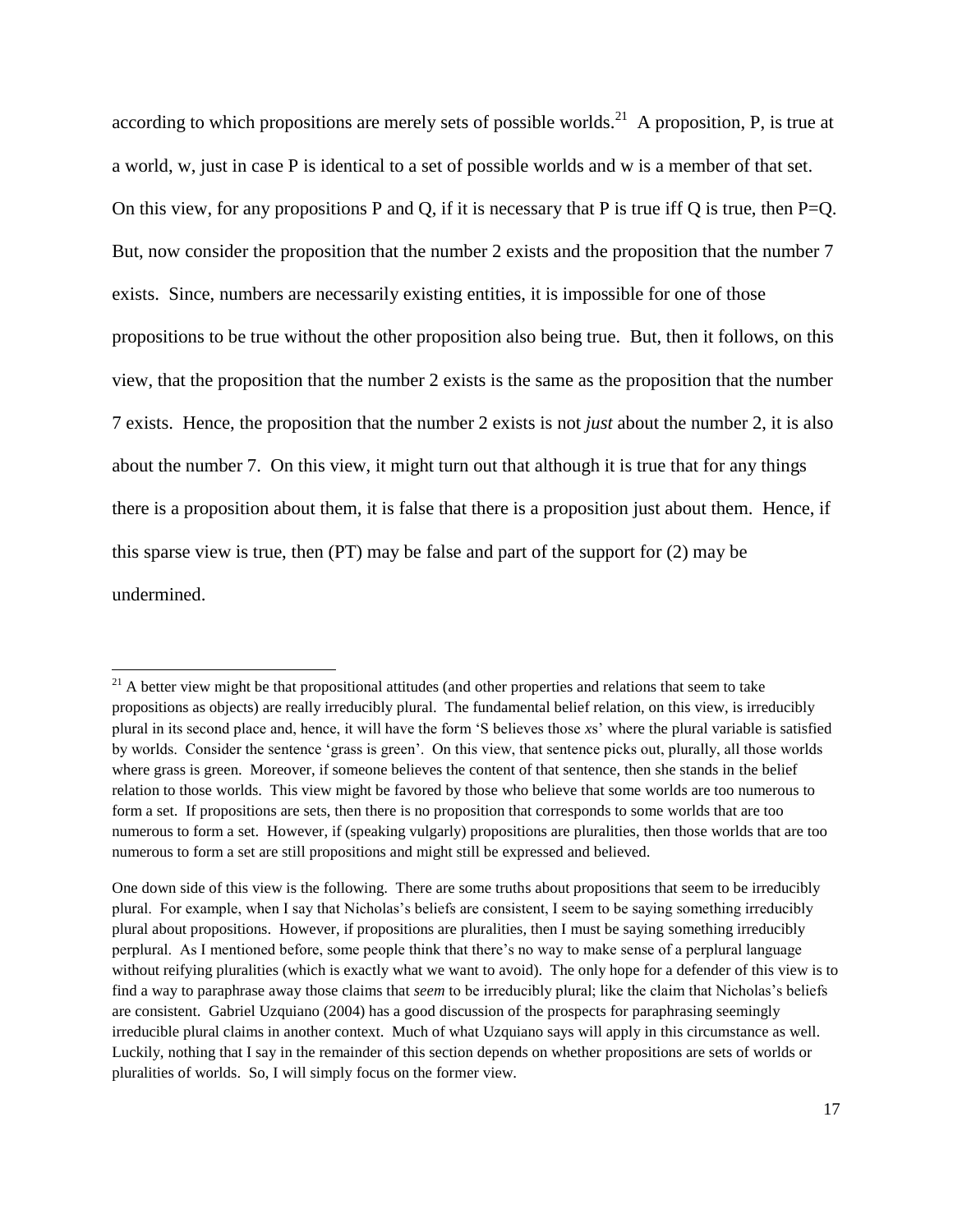according to which propositions are merely sets of possible worlds.[21] A proposition, P, is true at a world, w, just in case P is identical to a set of possible worlds and w is a member of that set. On this view, for any propositions P and Q, if it is necessary that P is true iff Q is true, then P=Q. But, now consider the proposition that the number 2 exists and the proposition that the number 7 exists. Since, numbers are necessarily existing entities, it is impossible for one of those propositions to be true without the other proposition also being true. But, then it follows, on this view, that the proposition that the number 2 exists is the same as the proposition that the number 7 exists. Hence, the proposition that the number 2 exists is not *just* about the number 2, it is also about the number 7. On this view, it might turn out that although it is true that for any things there is a proposition about them, it is false that there is a proposition just about them. Hence, if this sparse view is true, then (PT) may be false and part of the support for (2) may be undermined.

---

[21] A better view might be that propositional attitudes (and other properties and relations that seem to take propositions as objects) are really irreducibly plural. The fundamental belief relation, on this view, is irreducibly plural in its second place and, hence, it will have the form 'S believes those *x*s' where the plural variable is satisfied by worlds. Consider the sentence 'grass is green'. On this view, that sentence picks out, plurally, all those worlds where grass is green. Moreover, if someone believes the content of that sentence, then she stands in the belief relation to those worlds. This view might be favored by those who believe that some worlds are too numerous to form a set. If propositions are sets, then there is no proposition that corresponds to some worlds that are too numerous to form a set. However, if (speaking vulgarly) propositions are pluralities, then those worlds that are too numerous to form a set are still propositions and might still be expressed and believed.

One down side of this view is the following. There are some truths about propositions that seem to be irreducibly plural. For example, when I say that Nicholas's beliefs are consistent, I seem to be saying something irreducibly plural about propositions. However, if propositions are pluralities, then I must be saying something irreducibly perplural. As I mentioned before, some people think that there's no way to make sense of a perplural language without reifying pluralities (which is exactly what we want to avoid). The only hope for a defender of this view is to find a way to paraphrase away those claims that *seem* to be irreducibly plural; like the claim that Nicholas's beliefs are consistent. Gabriel Uzquiano (2004) has a good discussion of the prospects for paraphrasing seemingly irreducible plural claims in another context. Much of what Uzquiano says will apply in this circumstance as well. Luckily, nothing that I say in the remainder of this section depends on whether propositions are sets of worlds or pluralities of worlds. So, I will simply focus on the former view.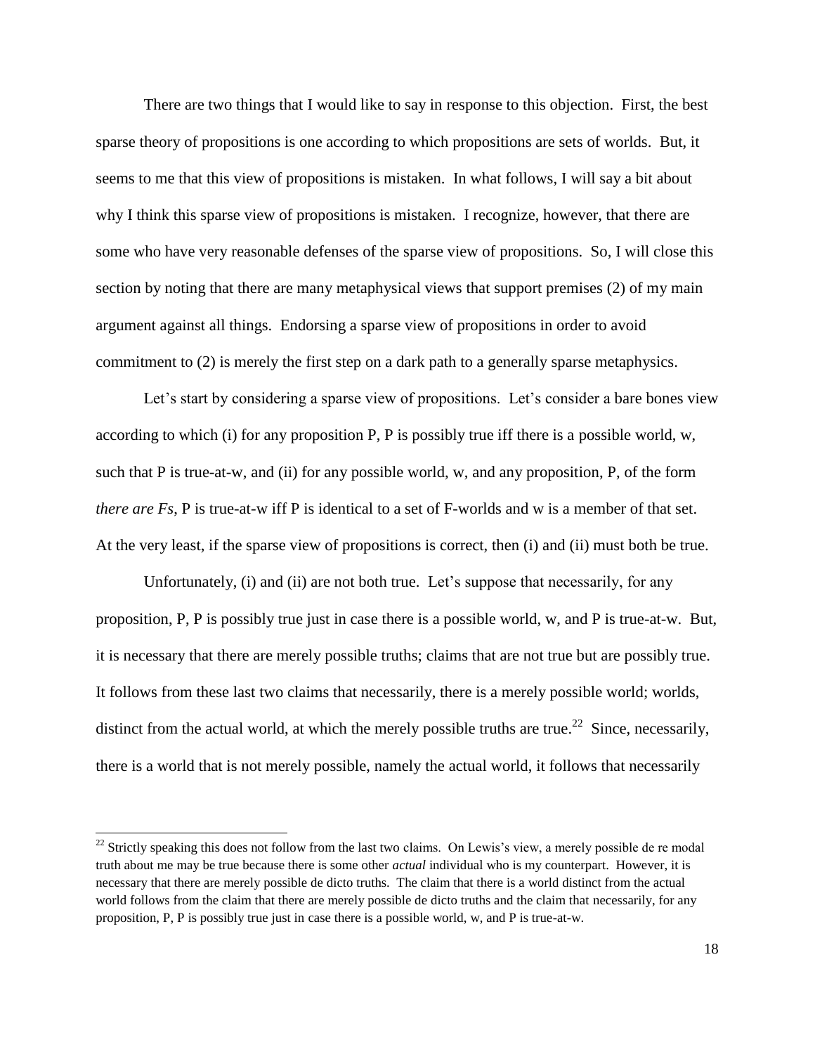There are two things that I would like to say in response to this objection. First, the best sparse theory of propositions is one according to which propositions are sets of worlds. But, it seems to me that this view of propositions is mistaken. In what follows, I will say a bit about why I think this sparse view of propositions is mistaken. I recognize, however, that there are some who have very reasonable defenses of the sparse view of propositions. So, I will close this section by noting that there are many metaphysical views that support premises (2) of my main argument against all things. Endorsing a sparse view of propositions in order to avoid commitment to (2) is merely the first step on a dark path to a generally sparse metaphysics.

Let's start by considering a sparse view of propositions. Let's consider a bare bones view according to which (i) for any proposition P, P is possibly true iff there is a possible world, w, such that P is true-at-w, and (ii) for any possible world, w, and any proposition, P, of the form *there are Fs*, P is true-at-w iff P is identical to a set of F-worlds and w is a member of that set. At the very least, if the sparse view of propositions is correct, then (i) and (ii) must both be true.

Unfortunately, (i) and (ii) are not both true. Let's suppose that necessarily, for any proposition, P, P is possibly true just in case there is a possible world, w, and P is true-at-w. But, it is necessary that there are merely possible truths; claims that are not true but are possibly true. It follows from these last two claims that necessarily, there is a merely possible world; worlds, distinct from the actual world, at which the merely possible truths are true.[22] Since, necessarily, there is a world that is not merely possible, namely the actual world, it follows that necessarily

[22] Strictly speaking this does not follow from the last two claims. On Lewis's view, a merely possible de re modal truth about me may be true because there is some other *actual* individual who is my counterpart. However, it is necessary that there are merely possible de dicto truths. The claim that there is a world distinct from the actual world follows from the claim that there are merely possible de dicto truths and the claim that necessarily, for any proposition, P, P is possibly true just in case there is a possible world, w, and P is true-at-w.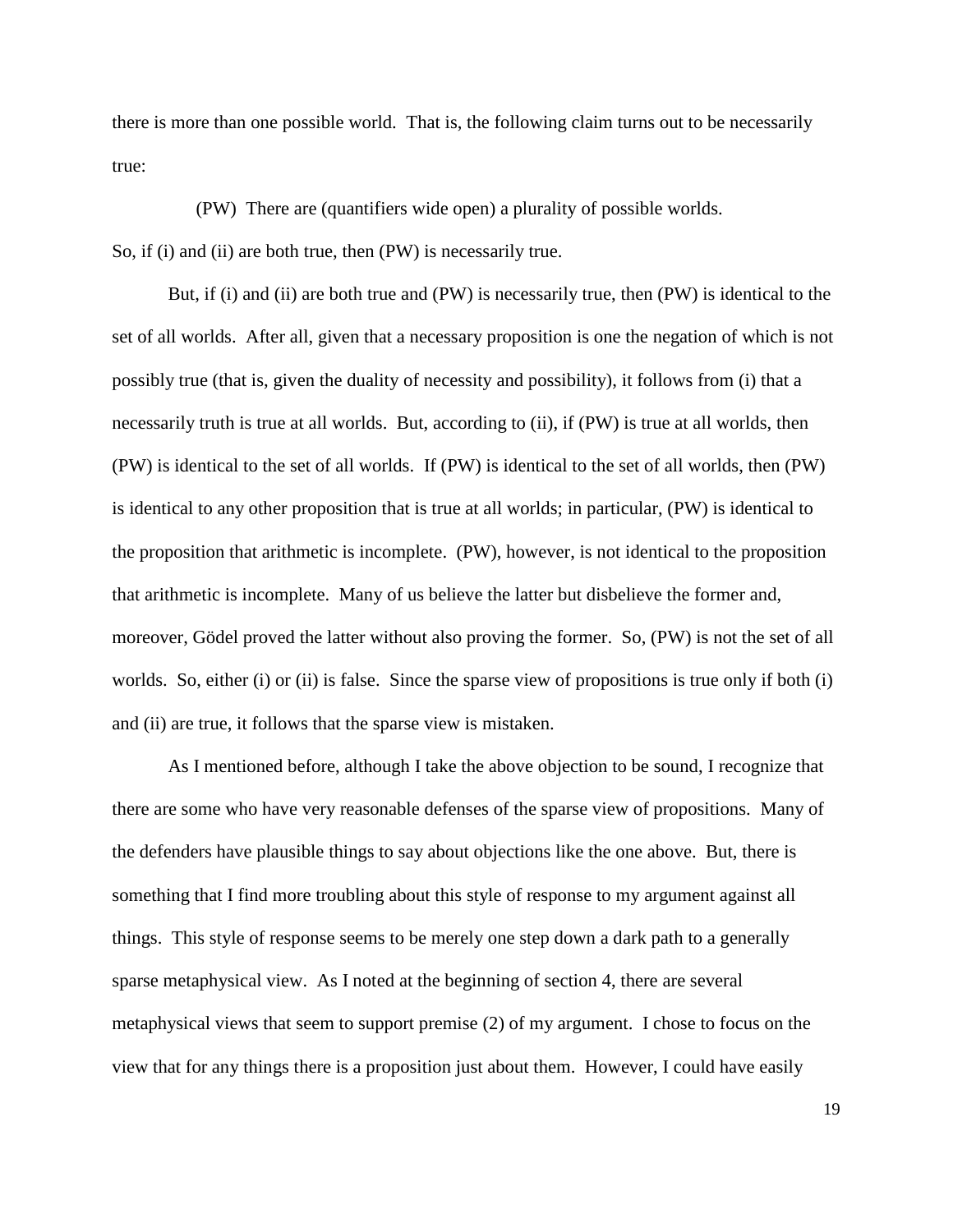there is more than one possible world. That is, the following claim turns out to be necessarily true:

(PW) There are (quantifiers wide open) a plurality of possible worlds.

So, if (i) and (ii) are both true, then (PW) is necessarily true.

But, if (i) and (ii) are both true and (PW) is necessarily true, then (PW) is identical to the set of all worlds. After all, given that a necessary proposition is one the negation of which is not possibly true (that is, given the duality of necessity and possibility), it follows from (i) that a necessarily truth is true at all worlds. But, according to (ii), if (PW) is true at all worlds, then (PW) is identical to the set of all worlds. If (PW) is identical to the set of all worlds, then (PW) is identical to any other proposition that is true at all worlds; in particular, (PW) is identical to the proposition that arithmetic is incomplete. (PW), however, is not identical to the proposition that arithmetic is incomplete. Many of us believe the latter but disbelieve the former and, moreover, Gödel proved the latter without also proving the former. So, (PW) is not the set of all worlds. So, either (i) or (ii) is false. Since the sparse view of propositions is true only if both (i) and (ii) are true, it follows that the sparse view is mistaken.

As I mentioned before, although I take the above objection to be sound, I recognize that there are some who have very reasonable defenses of the sparse view of propositions. Many of the defenders have plausible things to say about objections like the one above. But, there is something that I find more troubling about this style of response to my argument against all things. This style of response seems to be merely one step down a dark path to a generally sparse metaphysical view. As I noted at the beginning of section 4, there are several metaphysical views that seem to support premise (2) of my argument. I chose to focus on the view that for any things there is a proposition just about them. However, I could have easily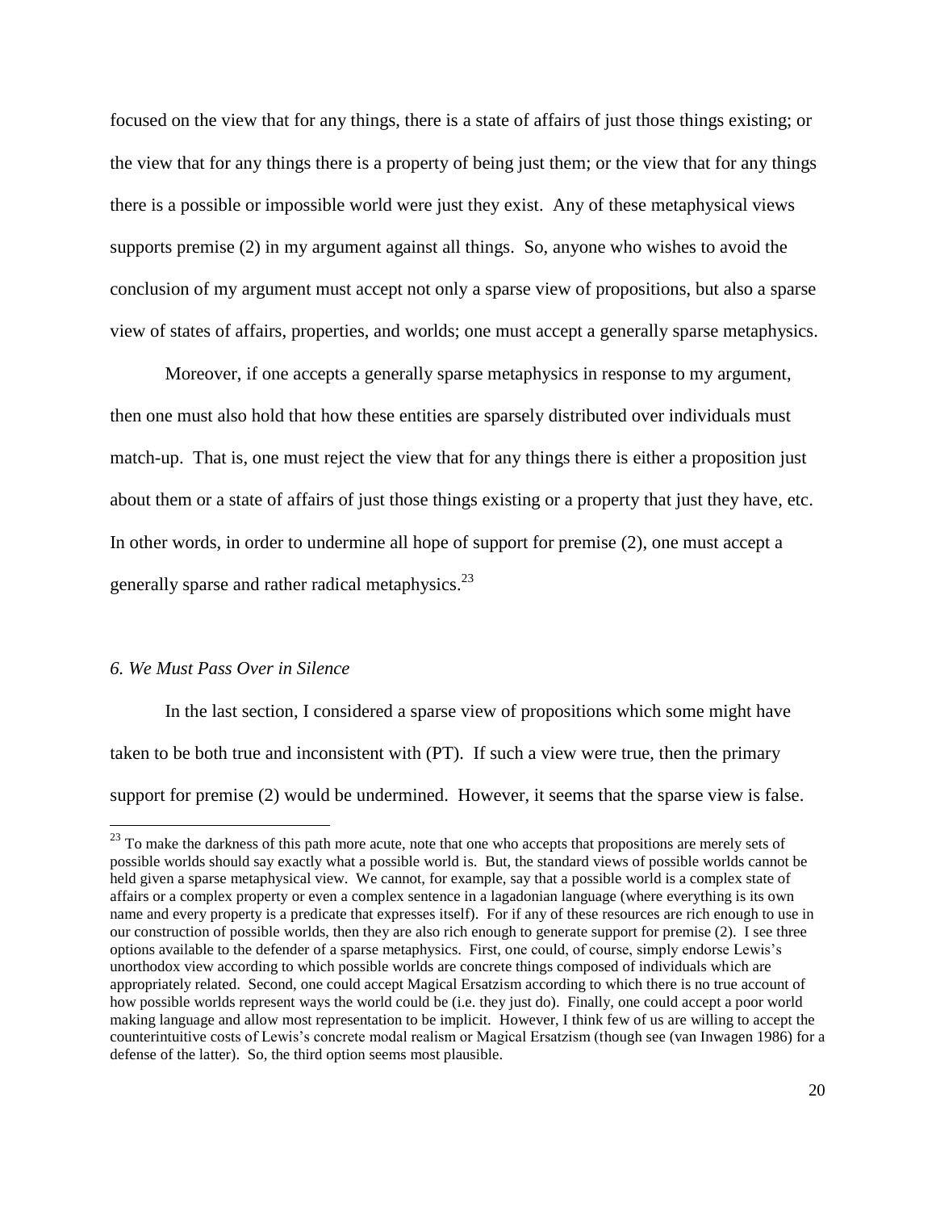focused on the view that for any things, there is a state of affairs of just those things existing; or the view that for any things there is a property of being just them; or the view that for any things there is a possible or impossible world were just they exist. Any of these metaphysical views supports premise (2) in my argument against all things. So, anyone who wishes to avoid the conclusion of my argument must accept not only a sparse view of propositions, but also a sparse view of states of affairs, properties, and worlds; one must accept a generally sparse metaphysics.

Moreover, if one accepts a generally sparse metaphysics in response to my argument, then one must also hold that how these entities are sparsely distributed over individuals must match-up. That is, one must reject the view that for any things there is either a proposition just about them or a state of affairs of just those things existing or a property that just they have, etc. In other words, in order to undermine all hope of support for premise (2), one must accept a generally sparse and rather radical metaphysics.[23]

### *6. We Must Pass Over in Silence*

In the last section, I considered a sparse view of propositions which some might have taken to be both true and inconsistent with (PT). If such a view were true, then the primary support for premise (2) would be undermined. However, it seems that the sparse view is false.

[23] To make the darkness of this path more acute, note that one who accepts that propositions are merely sets of possible worlds should say exactly what a possible world is. But, the standard views of possible worlds cannot be held given a sparse metaphysical view. We cannot, for example, say that a possible world is a complex state of affairs or a complex property or even a complex sentence in a lagadonian language (where everything is its own name and every property is a predicate that expresses itself). For if any of these resources are rich enough to use in our construction of possible worlds, then they are also rich enough to generate support for premise (2). I see three options available to the defender of a sparse metaphysics. First, one could, of course, simply endorse Lewis's unorthodox view according to which possible worlds are concrete things composed of individuals which are appropriately related. Second, one could accept Magical Ersatzism according to which there is no true account of how possible worlds represent ways the world could be (i.e. they just do). Finally, one could accept a poor world making language and allow most representation to be implicit. However, I think few of us are willing to accept the counterintuitive costs of Lewis's concrete modal realism or Magical Ersatzism (though see (van Inwagen 1986) for a defense of the latter). So, the third option seems most plausible.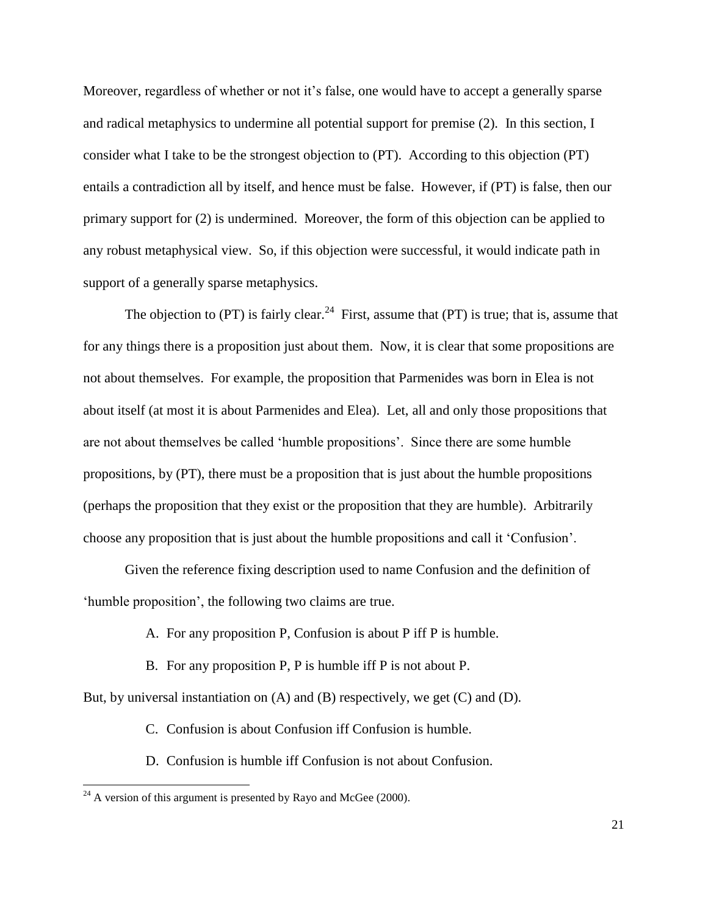Moreover, regardless of whether or not it's false, one would have to accept a generally sparse and radical metaphysics to undermine all potential support for premise (2). In this section, I consider what I take to be the strongest objection to (PT). According to this objection (PT) entails a contradiction all by itself, and hence must be false. However, if (PT) is false, then our primary support for (2) is undermined. Moreover, the form of this objection can be applied to any robust metaphysical view. So, if this objection were successful, it would indicate path in support of a generally sparse metaphysics.

The objection to (PT) is fairly clear.[24] First, assume that (PT) is true; that is, assume that for any things there is a proposition just about them. Now, it is clear that some propositions are not about themselves. For example, the proposition that Parmenides was born in Elea is not about itself (at most it is about Parmenides and Elea). Let, all and only those propositions that are not about themselves be called 'humble propositions'. Since there are some humble propositions, by (PT), there must be a proposition that is just about the humble propositions (perhaps the proposition that they exist or the proposition that they are humble). Arbitrarily choose any proposition that is just about the humble propositions and call it 'Confusion'.

Given the reference fixing description used to name Confusion and the definition of 'humble proposition', the following two claims are true.

A. For any proposition P, Confusion is about P iff P is humble.

B. For any proposition P, P is humble iff P is not about P.

But, by universal instantiation on (A) and (B) respectively, we get (C) and (D).

C. Confusion is about Confusion iff Confusion is humble.

D. Confusion is humble iff Confusion is not about Confusion.

[24] A version of this argument is presented by Rayo and McGee (2000).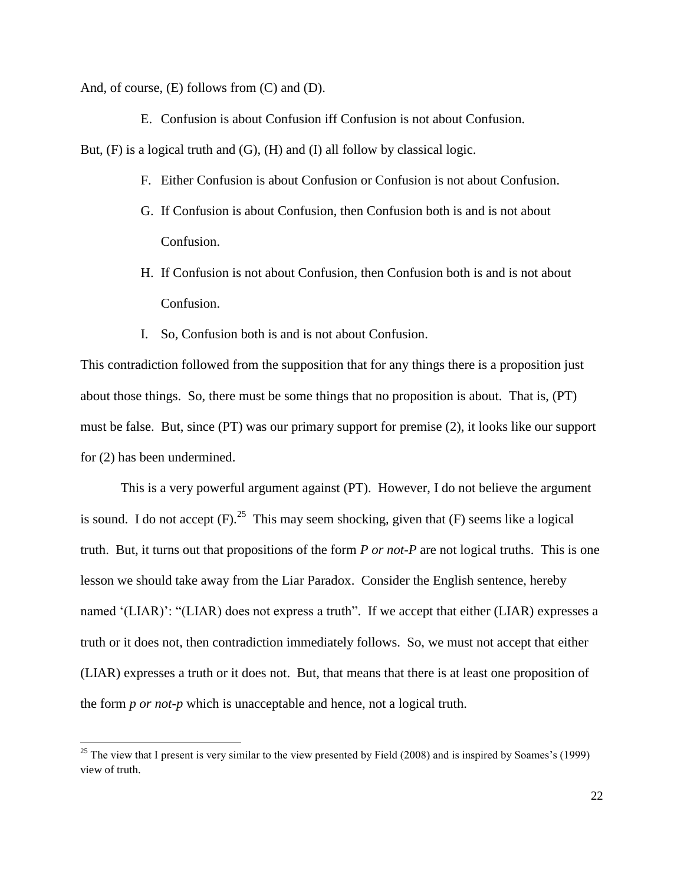And, of course, (E) follows from (C) and (D).

E. Confusion is about Confusion iff Confusion is not about Confusion.

But, (F) is a logical truth and (G), (H) and (I) all follow by classical logic.

F. Either Confusion is about Confusion or Confusion is not about Confusion.

G. If Confusion is about Confusion, then Confusion both is and is not about Confusion.

H. If Confusion is not about Confusion, then Confusion both is and is not about Confusion.

I. So, Confusion both is and is not about Confusion.

This contradiction followed from the supposition that for any things there is a proposition just about those things. So, there must be some things that no proposition is about. That is, (PT) must be false. But, since (PT) was our primary support for premise (2), it looks like our support for (2) has been undermined.

This is a very powerful argument against (PT). However, I do not believe the argument is sound. I do not accept (F).[25] This may seem shocking, given that (F) seems like a logical truth. But, it turns out that propositions of the form *P or not-P* are not logical truths. This is one lesson we should take away from the Liar Paradox. Consider the English sentence, hereby named '(LIAR)': "(LIAR) does not express a truth". If we accept that either (LIAR) expresses a truth or it does not, then contradiction immediately follows. So, we must not accept that either (LIAR) expresses a truth or it does not. But, that means that there is at least one proposition of the form *p or not-p* which is unacceptable and hence, not a logical truth.

[25] The view that I present is very similar to the view presented by Field (2008) and is inspired by Soames's (1999) view of truth.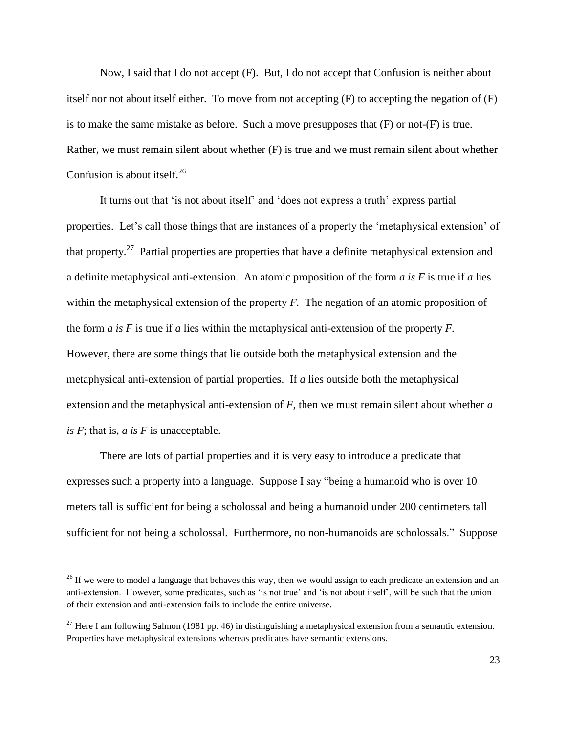Now, I said that I do not accept (F). But, I do not accept that Confusion is neither about itself nor not about itself either. To move from not accepting (F) to accepting the negation of (F) is to make the same mistake as before. Such a move presupposes that (F) or not-(F) is true. Rather, we must remain silent about whether (F) is true and we must remain silent about whether Confusion is about itself.[26]

It turns out that 'is not about itself' and 'does not express a truth' express partial properties. Let's call those things that are instances of a property the 'metaphysical extension' of that property.[27] Partial properties are properties that have a definite metaphysical extension and a definite metaphysical anti-extension. An atomic proposition of the form *a is F* is true if *a* lies within the metaphysical extension of the property *F*. The negation of an atomic proposition of the form *a is F* is true if *a* lies within the metaphysical anti-extension of the property *F*. However, there are some things that lie outside both the metaphysical extension and the metaphysical anti-extension of partial properties. If *a* lies outside both the metaphysical extension and the metaphysical anti-extension of *F*, then we must remain silent about whether *a is F*; that is, *a is F* is unacceptable.

There are lots of partial properties and it is very easy to introduce a predicate that expresses such a property into a language. Suppose I say "being a humanoid who is over 10 meters tall is sufficient for being a scholossal and being a humanoid under 200 centimeters tall sufficient for not being a scholossal. Furthermore, no non-humanoids are scholossals." Suppose

[26] If we were to model a language that behaves this way, then we would assign to each predicate an extension and an anti-extension. However, some predicates, such as 'is not true' and 'is not about itself', will be such that the union of their extension and anti-extension fails to include the entire universe.

[27] Here I am following Salmon (1981 pp. 46) in distinguishing a metaphysical extension from a semantic extension. Properties have metaphysical extensions whereas predicates have semantic extensions.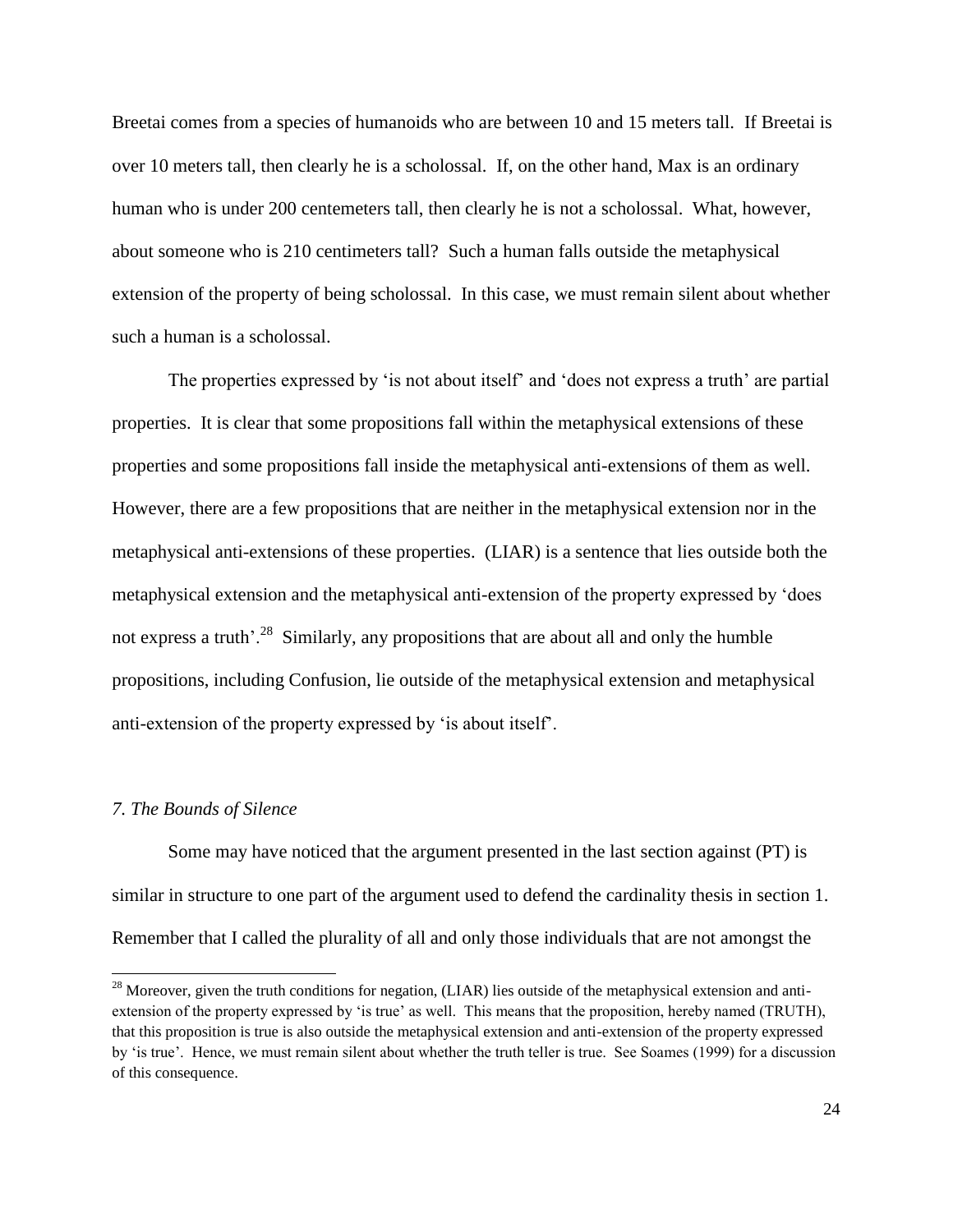Breetai comes from a species of humanoids who are between 10 and 15 meters tall. If Breetai is over 10 meters tall, then clearly he is a scholossal. If, on the other hand, Max is an ordinary human who is under 200 centemeters tall, then clearly he is not a scholossal. What, however, about someone who is 210 centimeters tall? Such a human falls outside the metaphysical extension of the property of being scholossal. In this case, we must remain silent about whether such a human is a scholossal.

The properties expressed by 'is not about itself' and 'does not express a truth' are partial properties. It is clear that some propositions fall within the metaphysical extensions of these properties and some propositions fall inside the metaphysical anti-extensions of them as well. However, there are a few propositions that are neither in the metaphysical extension nor in the metaphysical anti-extensions of these properties. (LIAR) is a sentence that lies outside both the metaphysical extension and the metaphysical anti-extension of the property expressed by 'does not express a truth'.[28] Similarly, any propositions that are about all and only the humble propositions, including Confusion, lie outside of the metaphysical extension and metaphysical anti-extension of the property expressed by 'is about itself'.

## *7. The Bounds of Silence*

Some may have noticed that the argument presented in the last section against (PT) is similar in structure to one part of the argument used to defend the cardinality thesis in section 1. Remember that I called the plurality of all and only those individuals that are not amongst the

[28] Moreover, given the truth conditions for negation, (LIAR) lies outside of the metaphysical extension and anti-extension of the property expressed by 'is true' as well. This means that the proposition, hereby named (TRUTH), that this proposition is true is also outside the metaphysical extension and anti-extension of the property expressed by 'is true'. Hence, we must remain silent about whether the truth teller is true. See Soames (1999) for a discussion of this consequence.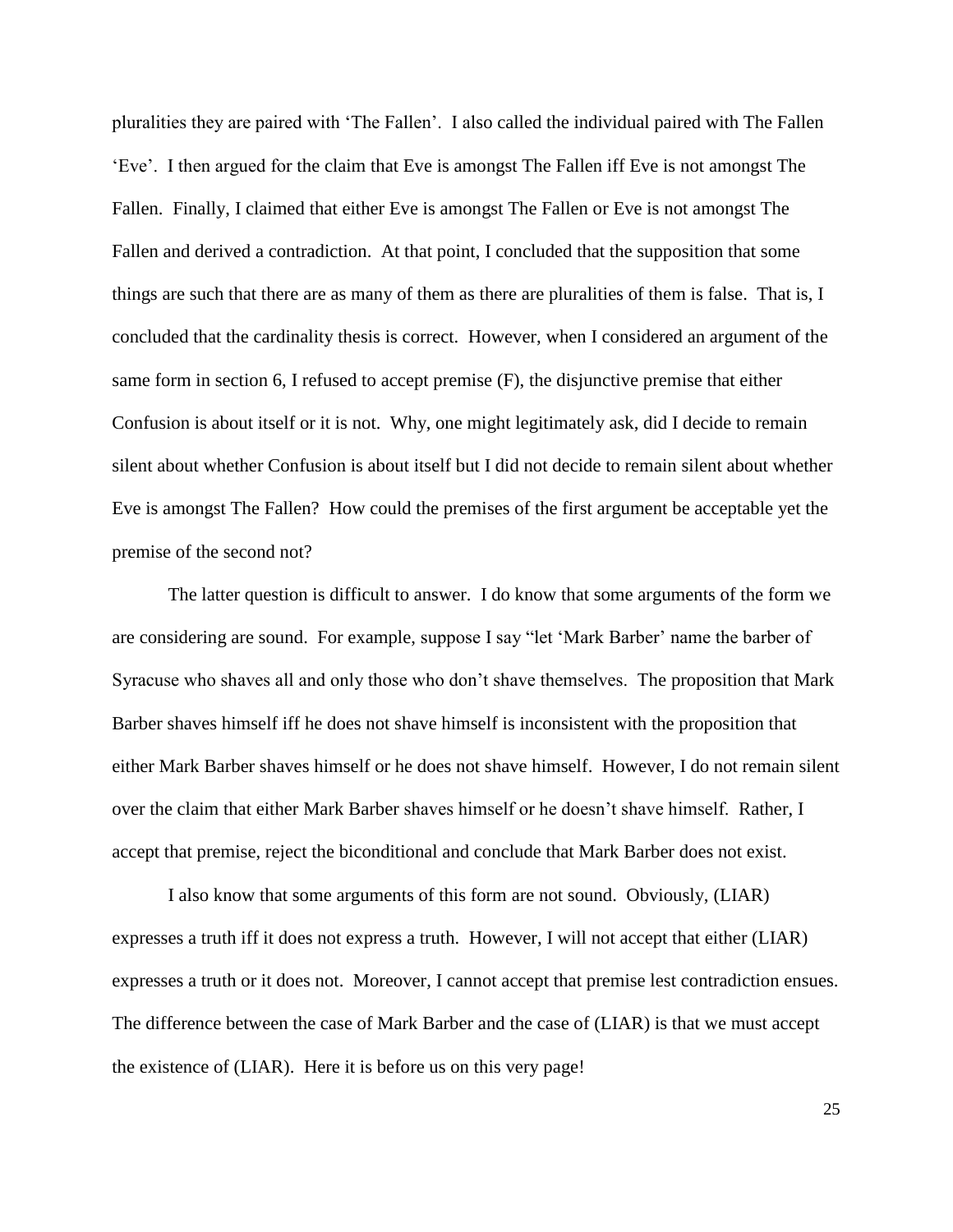pluralities they are paired with 'The Fallen'. I also called the individual paired with The Fallen 'Eve'. I then argued for the claim that Eve is amongst The Fallen iff Eve is not amongst The Fallen. Finally, I claimed that either Eve is amongst The Fallen or Eve is not amongst The Fallen and derived a contradiction. At that point, I concluded that the supposition that some things are such that there are as many of them as there are pluralities of them is false. That is, I concluded that the cardinality thesis is correct. However, when I considered an argument of the same form in section 6, I refused to accept premise (F), the disjunctive premise that either Confusion is about itself or it is not. Why, one might legitimately ask, did I decide to remain silent about whether Confusion is about itself but I did not decide to remain silent about whether Eve is amongst The Fallen? How could the premises of the first argument be acceptable yet the premise of the second not?

The latter question is difficult to answer. I do know that some arguments of the form we are considering are sound. For example, suppose I say "let 'Mark Barber' name the barber of Syracuse who shaves all and only those who don't shave themselves. The proposition that Mark Barber shaves himself iff he does not shave himself is inconsistent with the proposition that either Mark Barber shaves himself or he does not shave himself. However, I do not remain silent over the claim that either Mark Barber shaves himself or he doesn't shave himself. Rather, I accept that premise, reject the biconditional and conclude that Mark Barber does not exist.

I also know that some arguments of this form are not sound. Obviously, (LIAR) expresses a truth iff it does not express a truth. However, I will not accept that either (LIAR) expresses a truth or it does not. Moreover, I cannot accept that premise lest contradiction ensues. The difference between the case of Mark Barber and the case of (LIAR) is that we must accept the existence of (LIAR). Here it is before us on this very page!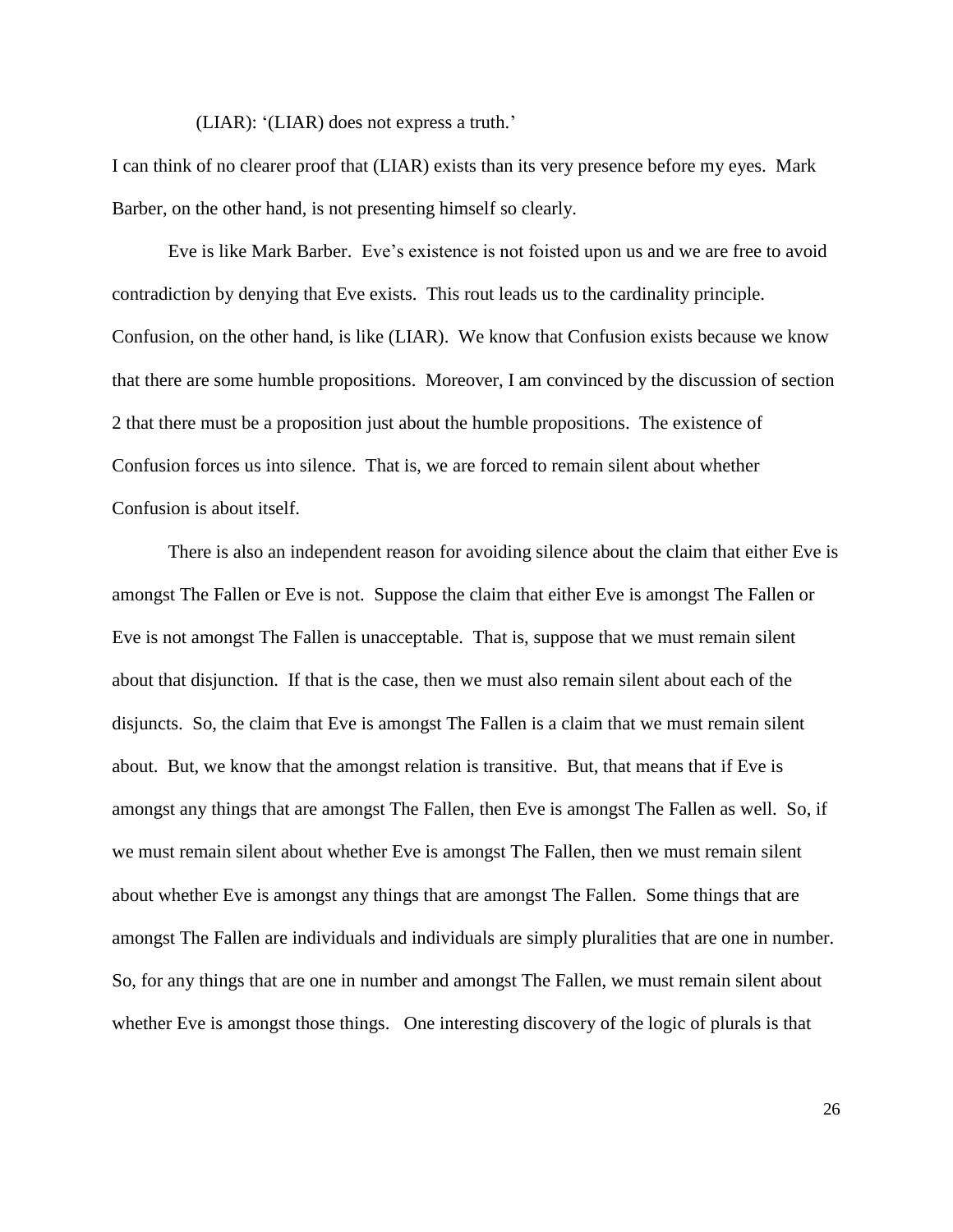(LIAR): '(LIAR) does not express a truth.'

I can think of no clearer proof that (LIAR) exists than its very presence before my eyes. Mark Barber, on the other hand, is not presenting himself so clearly.

Eve is like Mark Barber. Eve's existence is not foisted upon us and we are free to avoid contradiction by denying that Eve exists. This rout leads us to the cardinality principle. Confusion, on the other hand, is like (LIAR). We know that Confusion exists because we know that there are some humble propositions. Moreover, I am convinced by the discussion of section 2 that there must be a proposition just about the humble propositions. The existence of Confusion forces us into silence. That is, we are forced to remain silent about whether Confusion is about itself.

There is also an independent reason for avoiding silence about the claim that either Eve is amongst The Fallen or Eve is not. Suppose the claim that either Eve is amongst The Fallen or Eve is not amongst The Fallen is unacceptable. That is, suppose that we must remain silent about that disjunction. If that is the case, then we must also remain silent about each of the disjuncts. So, the claim that Eve is amongst The Fallen is a claim that we must remain silent about. But, we know that the amongst relation is transitive. But, that means that if Eve is amongst any things that are amongst The Fallen, then Eve is amongst The Fallen as well. So, if we must remain silent about whether Eve is amongst The Fallen, then we must remain silent about whether Eve is amongst any things that are amongst The Fallen. Some things that are amongst The Fallen are individuals and individuals are simply pluralities that are one in number. So, for any things that are one in number and amongst The Fallen, we must remain silent about whether Eve is amongst those things. One interesting discovery of the logic of plurals is that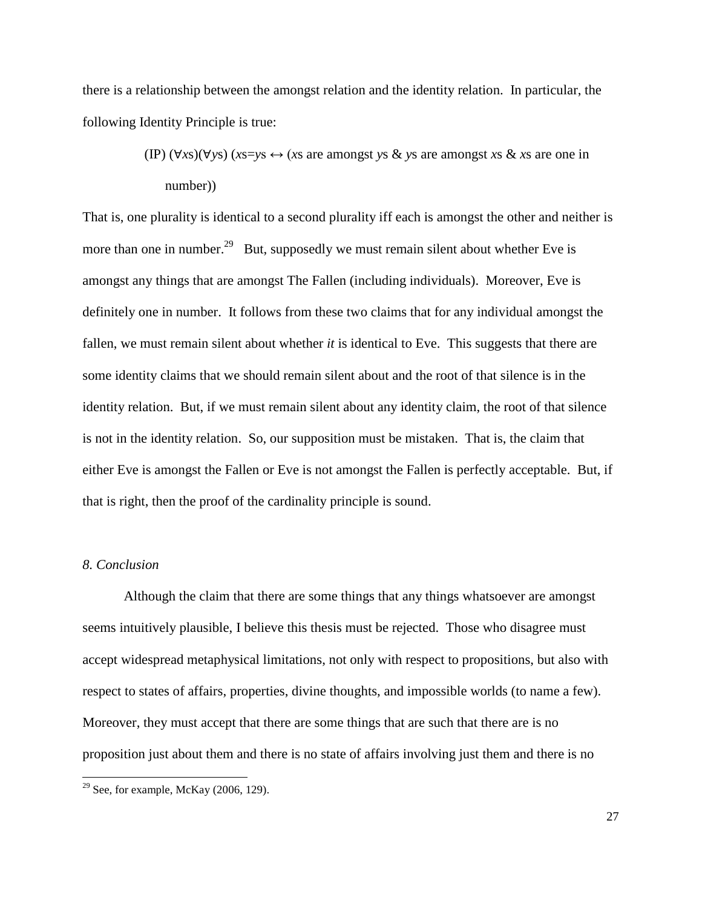there is a relationship between the amongst relation and the identity relation. In particular, the following Identity Principle is true:

> (IP) $(\forall x\text{s})(\forall y\text{s})$ ($x$s=$y$s $\leftrightarrow$ ($x$s are amongst $y$s & $y$s are amongst $x$s & $x$s are one in number))

That is, one plurality is identical to a second plurality iff each is amongst the other and neither is more than one in number.[29] But, supposedly we must remain silent about whether Eve is amongst any things that are amongst The Fallen (including individuals). Moreover, Eve is definitely one in number. It follows from these two claims that for any individual amongst the fallen, we must remain silent about whether *it* is identical to Eve. This suggests that there are some identity claims that we should remain silent about and the root of that silence is in the identity relation. But, if we must remain silent about any identity claim, the root of that silence is not in the identity relation. So, our supposition must be mistaken. That is, the claim that either Eve is amongst the Fallen or Eve is not amongst the Fallen is perfectly acceptable. But, if that is right, then the proof of the cardinality principle is sound.

## *8. Conclusion*

Although the claim that there are some things that any things whatsoever are amongst seems intuitively plausible, I believe this thesis must be rejected. Those who disagree must accept widespread metaphysical limitations, not only with respect to propositions, but also with respect to states of affairs, properties, divine thoughts, and impossible worlds (to name a few). Moreover, they must accept that there are some things that are such that there are is no proposition just about them and there is no state of affairs involving just them and there is no

---

[29] See, for example, McKay (2006, 129).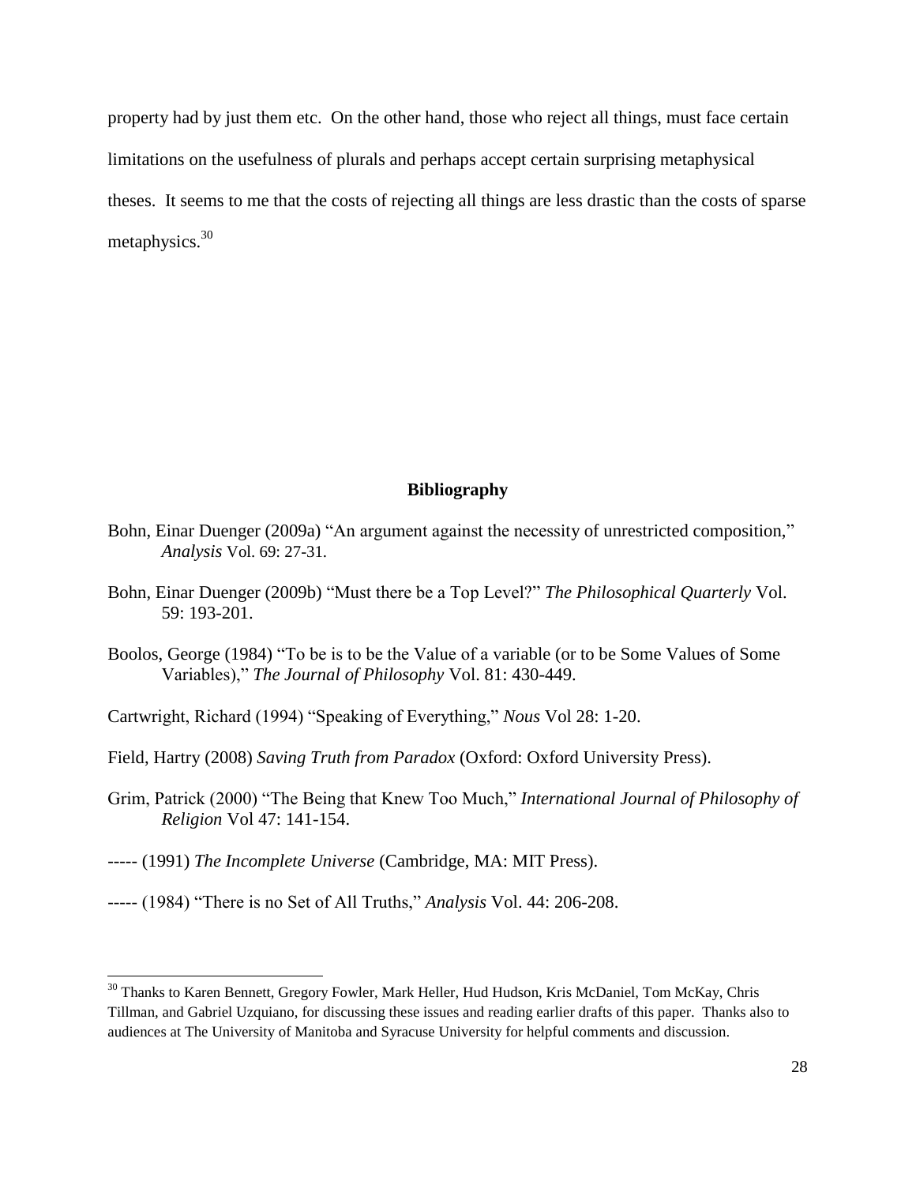property had by just them etc. On the other hand, those who reject all things, must face certain limitations on the usefulness of plurals and perhaps accept certain surprising metaphysical theses. It seems to me that the costs of rejecting all things are less drastic than the costs of sparse metaphysics.[30]

## Bibliography

Bohn, Einar Duenger (2009a) "An argument against the necessity of unrestricted composition," *Analysis* Vol. 69: 27-31.

Bohn, Einar Duenger (2009b) "Must there be a Top Level?" *The Philosophical Quarterly* Vol. 59: 193-201.

Boolos, George (1984) "To be is to be the Value of a variable (or to be Some Values of Some Variables)," *The Journal of Philosophy* Vol. 81: 430-449.

Cartwright, Richard (1994) "Speaking of Everything," *Nous* Vol 28: 1-20.

Field, Hartry (2008) *Saving Truth from Paradox* (Oxford: Oxford University Press).

Grim, Patrick (2000) "The Being that Knew Too Much," *International Journal of Philosophy of Religion* Vol 47: 141-154.

----- (1991) *The Incomplete Universe* (Cambridge, MA: MIT Press).

----- (1984) "There is no Set of All Truths," *Analysis* Vol. 44: 206-208.

[30] Thanks to Karen Bennett, Gregory Fowler, Mark Heller, Hud Hudson, Kris McDaniel, Tom McKay, Chris Tillman, and Gabriel Uzquiano, for discussing these issues and reading earlier drafts of this paper. Thanks also to audiences at The University of Manitoba and Syracuse University for helpful comments and discussion.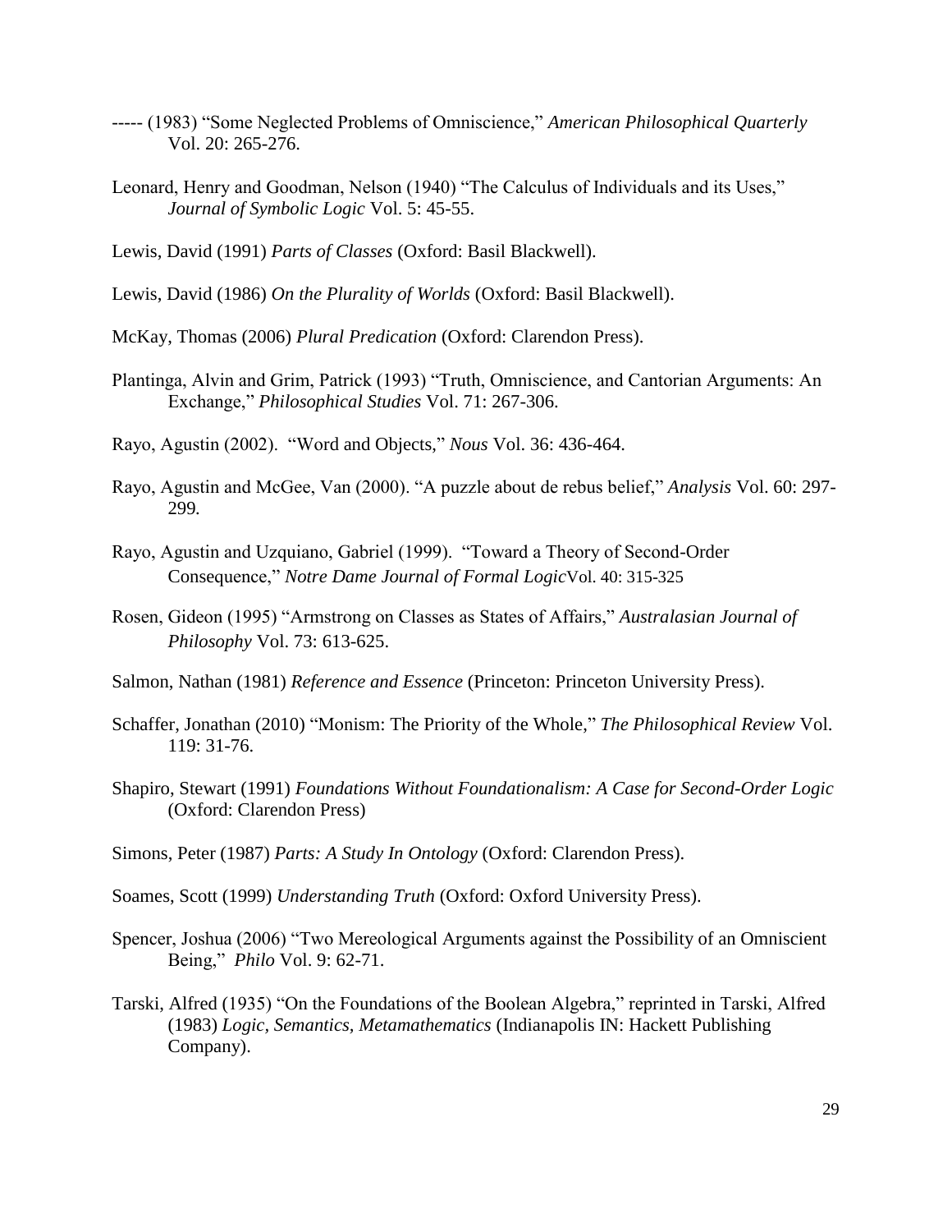----- (1983) "Some Neglected Problems of Omniscience," *American Philosophical Quarterly* Vol. 20: 265-276.

Leonard, Henry and Goodman, Nelson (1940) "The Calculus of Individuals and its Uses," *Journal of Symbolic Logic* Vol. 5: 45-55.

Lewis, David (1991) *Parts of Classes* (Oxford: Basil Blackwell).

Lewis, David (1986) *On the Plurality of Worlds* (Oxford: Basil Blackwell).

McKay, Thomas (2006) *Plural Predication* (Oxford: Clarendon Press).

Plantinga, Alvin and Grim, Patrick (1993) "Truth, Omniscience, and Cantorian Arguments: An Exchange," *Philosophical Studies* Vol. 71: 267-306.

Rayo, Agustin (2002). "Word and Objects," *Nous* Vol. 36: 436-464.

Rayo, Agustin and McGee, Van (2000). "A puzzle about de rebus belief," *Analysis* Vol. 60: 297-299.

Rayo, Agustin and Uzquiano, Gabriel (1999). "Toward a Theory of Second-Order Consequence," *Notre Dame Journal of Formal Logic* Vol. 40: 315-325

Rosen, Gideon (1995) "Armstrong on Classes as States of Affairs," *Australasian Journal of Philosophy* Vol. 73: 613-625.

Salmon, Nathan (1981) *Reference and Essence* (Princeton: Princeton University Press).

Schaffer, Jonathan (2010) "Monism: The Priority of the Whole," *The Philosophical Review* Vol. 119: 31-76.

Shapiro, Stewart (1991) *Foundations Without Foundationalism: A Case for Second-Order Logic* (Oxford: Clarendon Press)

Simons, Peter (1987) *Parts: A Study In Ontology* (Oxford: Clarendon Press).

Soames, Scott (1999) *Understanding Truth* (Oxford: Oxford University Press).

Spencer, Joshua (2006) "Two Mereological Arguments against the Possibility of an Omniscient Being," *Philo* Vol. 9: 62-71.

Tarski, Alfred (1935) "On the Foundations of the Boolean Algebra," reprinted in Tarski, Alfred (1983) *Logic, Semantics, Metamathematics* (Indianapolis IN: Hackett Publishing Company).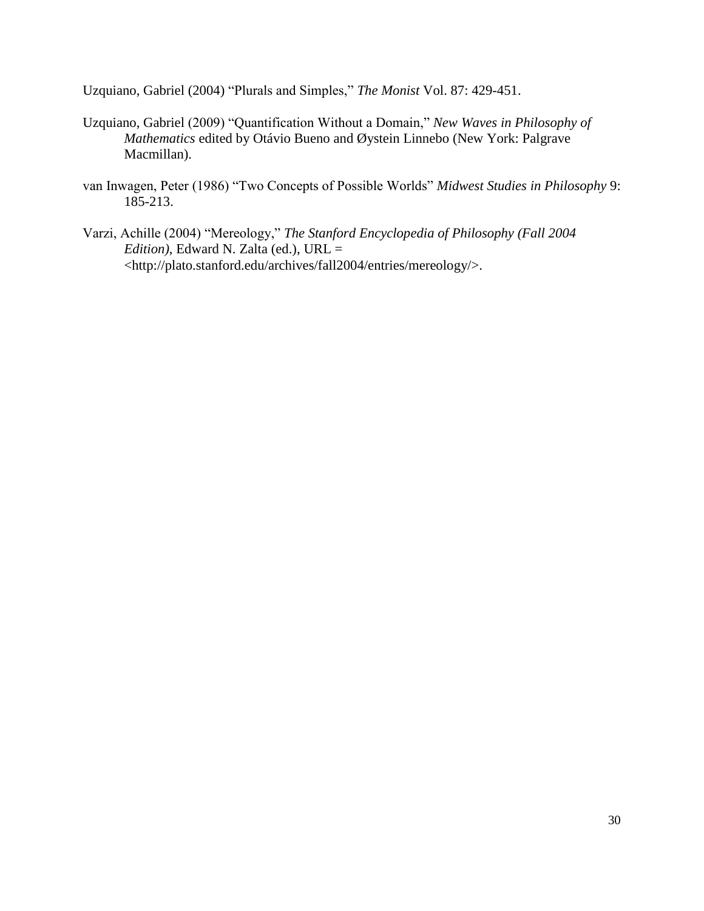Uzquiano, Gabriel (2004) "Plurals and Simples," *The Monist* Vol. 87: 429-451.

Uzquiano, Gabriel (2009) "Quantification Without a Domain," *New Waves in Philosophy of Mathematics* edited by Otávio Bueno and Øystein Linnebo (New York: Palgrave Macmillan).

van Inwagen, Peter (1986) "Two Concepts of Possible Worlds" *Midwest Studies in Philosophy* 9: 185-213.

Varzi, Achille (2004) "Mereology," *The Stanford Encyclopedia of Philosophy (Fall 2004 Edition)*, Edward N. Zalta (ed.), URL = <http://plato.stanford.edu/archives/fall2004/entries/mereology/>.